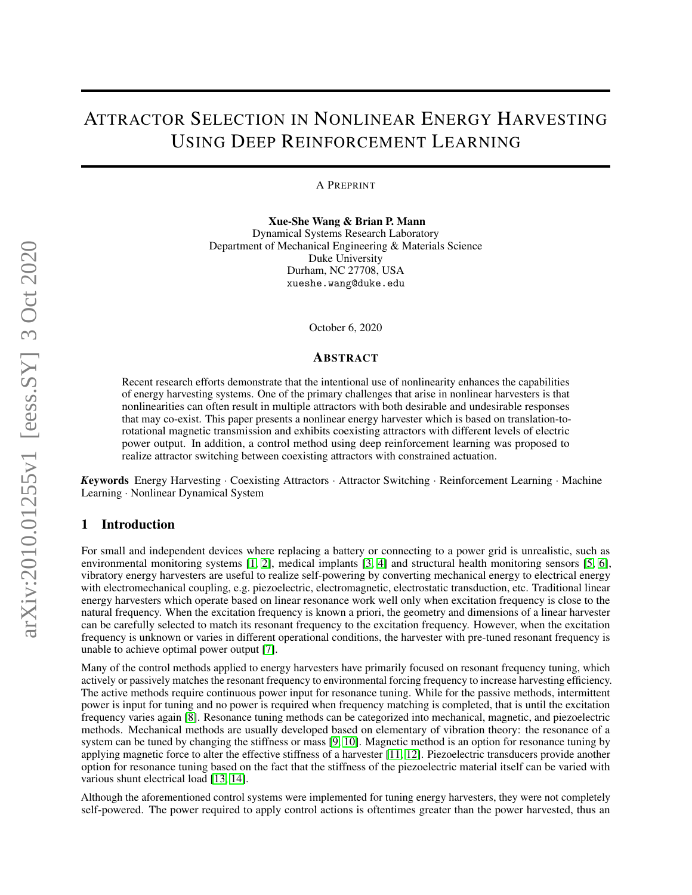# ATTRACTOR SELECTION IN NONLINEAR ENERGY HARVESTING USING DEEP REINFORCEMENT LEARNING

A PREPRINT

**Xue-She Wang & Brian P. Mann**
Dynamical Systems Research Laboratory
Department of Mechanical Engineering & Materials Science
Duke University
Durham, NC 27708, USA
xueshe.wang@duke.edu

October 6, 2020

## ABSTRACT

Recent research efforts demonstrate that the intentional use of nonlinearity enhances the capabilities of energy harvesting systems. One of the primary challenges that arise in nonlinear harvesters is that nonlinearities can often result in multiple attractors with both desirable and undesirable responses that may co-exist. This paper presents a nonlinear energy harvester which is based on translation-to-rotational magnetic transmission and exhibits coexisting attractors with different levels of electric power output. In addition, a control method using deep reinforcement learning was proposed to realize attractor switching between coexisting attractors with constrained actuation.

***Keywords*** Energy Harvesting · Coexisting Attractors · Attractor Switching · Reinforcement Learning · Machine Learning · Nonlinear Dynamical System

## 1 Introduction

For small and independent devices where replacing a battery or connecting to a power grid is unrealistic, such as environmental monitoring systems [1, 2], medical implants [3, 4] and structural health monitoring sensors [5, 6], vibratory energy harvesters are useful to realize self-powering by converting mechanical energy to electrical energy with electromechanical coupling, e.g. piezoelectric, electromagnetic, electrostatic transduction, etc. Traditional linear energy harvesters which operate based on linear resonance work well only when excitation frequency is close to the natural frequency. When the excitation frequency is known a priori, the geometry and dimensions of a linear harvester can be carefully selected to match its resonant frequency to the excitation frequency. However, when the excitation frequency is unknown or varies in different operational conditions, the harvester with pre-tuned resonant frequency is unable to achieve optimal power output [7].

Many of the control methods applied to energy harvesters have primarily focused on resonant frequency tuning, which actively or passively matches the resonant frequency to environmental forcing frequency to increase harvesting efficiency. The active methods require continuous power input for resonance tuning. While for the passive methods, intermittent power is input for tuning and no power is required when frequency matching is completed, that is until the excitation frequency varies again [8]. Resonance tuning methods can be categorized into mechanical, magnetic, and piezoelectric methods. Mechanical methods are usually developed based on elementary of vibration theory: the resonance of a system can be tuned by changing the stiffness or mass [9, 10]. Magnetic method is an option for resonance tuning by applying magnetic force to alter the effective stiffness of a harvester [11, 12]. Piezoelectric transducers provide another option for resonance tuning based on the fact that the stiffness of the piezoelectric material itself can be varied with various shunt electrical load [13, 14].

Although the aforementioned control systems were implemented for tuning energy harvesters, they were not completely self-powered. The power required to apply control actions is oftentimes greater than the power harvested, thus an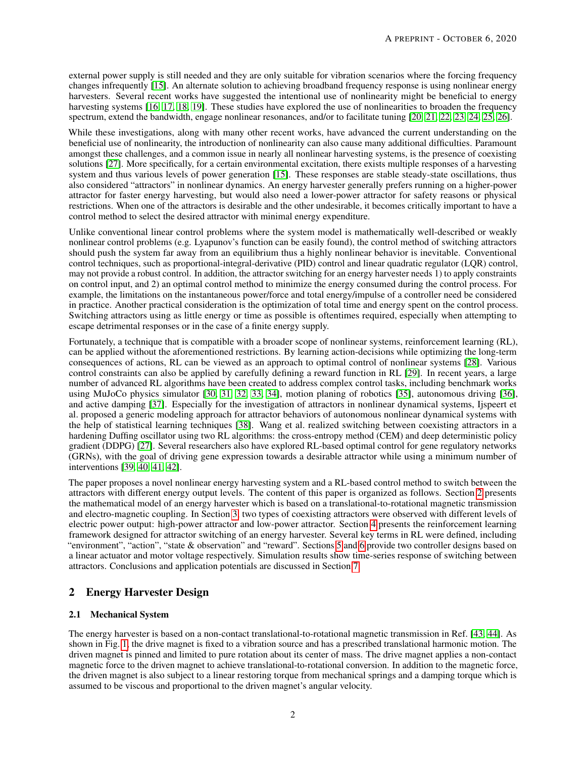external power supply is still needed and they are only suitable for vibration scenarios where the forcing frequency changes infrequently [15]. An alternate solution to achieving broadband frequency response is using nonlinear energy harvesters. Several recent works have suggested the intentional use of nonlinearity might be beneficial to energy harvesting systems [16, 17, 18, 19]. These studies have explored the use of nonlinearities to broaden the frequency spectrum, extend the bandwidth, engage nonlinear resonances, and/or to facilitate tuning [20, 21, 22, 23, 24, 25, 26].

While these investigations, along with many other recent works, have advanced the current understanding on the beneficial use of nonlinearity, the introduction of nonlinearity can also cause many additional difficulties. Paramount amongst these challenges, and a common issue in nearly all nonlinear harvesting systems, is the presence of coexisting solutions [27]. More specifically, for a certain environmental excitation, there exists multiple responses of a harvesting system and thus various levels of power generation [15]. These responses are stable steady-state oscillations, thus also considered "attractors" in nonlinear dynamics. An energy harvester generally prefers running on a higher-power attractor for faster energy harvesting, but would also need a lower-power attractor for safety reasons or physical restrictions. When one of the attractors is desirable and the other undesirable, it becomes critically important to have a control method to select the desired attractor with minimal energy expenditure.

Unlike conventional linear control problems where the system model is mathematically well-described or weakly nonlinear control problems (e.g. Lyapunov's function can be easily found), the control method of switching attractors should push the system far away from an equilibrium thus a highly nonlinear behavior is inevitable. Conventional control techniques, such as proportional-integral-derivative (PID) control and linear quadratic regulator (LQR) control, may not provide a robust control. In addition, the attractor switching for an energy harvester needs 1) to apply constraints on control input, and 2) an optimal control method to minimize the energy consumed during the control process. For example, the limitations on the instantaneous power/force and total energy/impulse of a controller need be considered in practice. Another practical consideration is the optimization of total time and energy spent on the control process. Switching attractors using as little energy or time as possible is oftentimes required, especially when attempting to escape detrimental responses or in the case of a finite energy supply.

Fortunately, a technique that is compatible with a broader scope of nonlinear systems, reinforcement learning (RL), can be applied without the aforementioned restrictions. By learning action-decisions while optimizing the long-term consequences of actions, RL can be viewed as an approach to optimal control of nonlinear systems [28]. Various control constraints can also be applied by carefully defining a reward function in RL [29]. In recent years, a large number of advanced RL algorithms have been created to address complex control tasks, including benchmark works using MuJoCo physics simulator [30, 31, 32, 33, 34], motion planing of robotics [35], autonomous driving [36], and active damping [37]. Especially for the investigation of attractors in nonlinear dynamical systems, Ijspeert et al. proposed a generic modeling approach for attractor behaviors of autonomous nonlinear dynamical systems with the help of statistical learning techniques [38]. Wang et al. realized switching between coexisting attractors in a hardening Duffing oscillator using two RL algorithms: the cross-entropy method (CEM) and deep deterministic policy gradient (DDPG) [27]. Several researchers also have explored RL-based optimal control for gene regulatory networks (GRNs), with the goal of driving gene expression towards a desirable attractor while using a minimum number of interventions [39, 40, 41, 42].

The paper proposes a novel nonlinear energy harvesting system and a RL-based control method to switch between the attractors with different energy output levels. The content of this paper is organized as follows. Section 2 presents the mathematical model of an energy harvester which is based on a translational-to-rotational magnetic transmission and electro-magnetic coupling. In Section 3, two types of coexisting attractors were observed with different levels of electric power output: high-power attractor and low-power attractor. Section 4 presents the reinforcement learning framework designed for attractor switching of an energy harvester. Several key terms in RL were defined, including "environment", "action", "state & observation" and "reward". Sections 5 and 6 provide two controller designs based on a linear actuator and motor voltage respectively. Simulation results show time-series response of switching between attractors. Conclusions and application potentials are discussed in Section 7.

## 2 Energy Harvester Design

### 2.1 Mechanical System

The energy harvester is based on a non-contact translational-to-rotational magnetic transmission in Ref. [43, 44]. As shown in Fig. 1, the drive magnet is fixed to a vibration source and has a prescribed translational harmonic motion. The driven magnet is pinned and limited to pure rotation about its center of mass. The drive magnet applies a non-contact magnetic force to the driven magnet to achieve translational-to-rotational conversion. In addition to the magnetic force, the driven magnet is also subject to a linear restoring torque from mechanical springs and a damping torque which is assumed to be viscous and proportional to the driven magnet's angular velocity.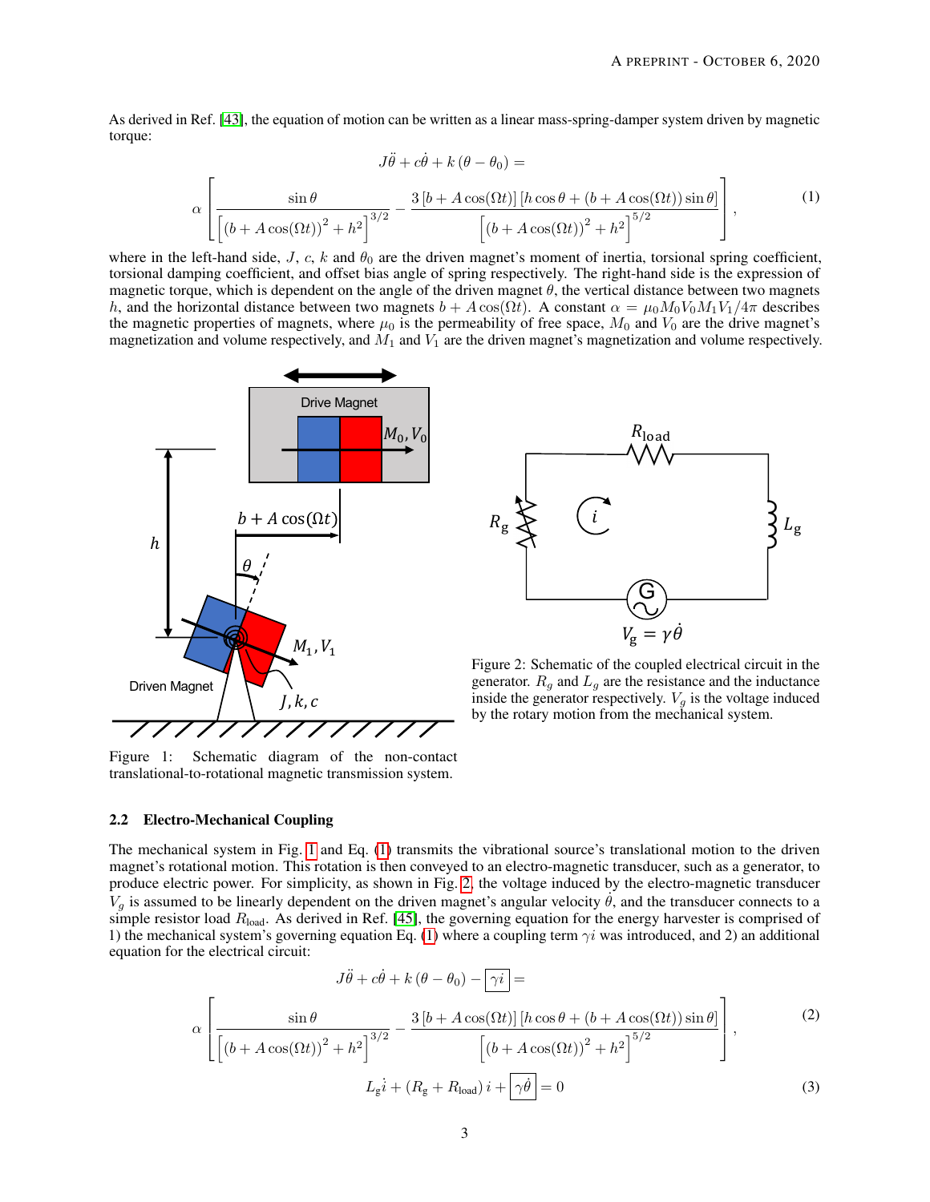As derived in Ref. [43], the equation of motion can be written as a linear mass-spring-damper system driven by magnetic torque:

$$
J\ddot{\theta} + c\dot{\theta} + k\left(\theta - \theta_0\right) = \alpha \left[ \frac{\sin\theta}{\left[ \left(b + A\cos(\Omega t)\right)^2 + h^2 \right]^{3/2}} - \frac{3\left[b + A\cos(\Omega t)\right]\left[h\cos\theta + \left(b + A\cos(\Omega t)\right)\sin\theta\right]}{\left[ \left(b + A\cos(\Omega t)\right)^2 + h^2 \right]^{5/2}} \right], \tag{1}
$$

where in the left-hand side, $J$, $c$, $k$ and $\theta_0$ are the driven magnet's moment of inertia, torsional spring coefficient, torsional damping coefficient, and offset bias angle of spring respectively. The right-hand side is the expression of magnetic torque, which is dependent on the angle of the driven magnet $\theta$, the vertical distance between two magnets $h$, and the horizontal distance between two magnets $b + A\cos(\Omega t)$. A constant $\alpha = \mu_0 M_0 V_0 M_1 V_1 / 4\pi$ describes the magnetic properties of magnets, where $\mu_0$ is the permeability of free space, $M_0$ and $V_0$ are the drive magnet's magnetization and volume respectively, and $M_1$ and $V_1$ are the driven magnet's magnetization and volume respectively.

Figure 1: Schematic diagram of the non-contact translational-to-rotational magnetic transmission system.

Figure 2: Schematic of the coupled electrical circuit in the generator. $R_g$ and $L_g$ are the resistance and the inductance inside the generator respectively. $V_g$ is the voltage induced by the rotary motion from the mechanical system.

### 2.2 Electro-Mechanical Coupling

The mechanical system in Fig. 1 and Eq. (1) transmits the vibrational source's translational motion to the driven magnet's rotational motion. This rotation is then conveyed to an electro-magnetic transducer, such as a generator, to produce electric power. For simplicity, as shown in Fig. 2, the voltage induced by the electro-magnetic transducer $V_g$ is assumed to be linearly dependent on the driven magnet's angular velocity $\dot{\theta}$, and the transducer connects to a simple resistor load $R_{\text{load}}$. As derived in Ref. [45], the governing equation for the energy harvester is comprised of 1) the mechanical system's governing equation Eq. (1) where a coupling term $\gamma i$ was introduced, and 2) an additional equation for the electrical circuit:

$$
J\ddot{\theta} + c\dot{\theta} + k\left(\theta - \theta_0\right) - \boxed{\gamma i} = \alpha \left[ \frac{\sin\theta}{\left[ \left(b + A\cos(\Omega t)\right)^2 + h^2 \right]^{3/2}} - \frac{3\left[b + A\cos(\Omega t)\right]\left[h\cos\theta + \left(b + A\cos(\Omega t)\right)\sin\theta\right]}{\left[ \left(b + A\cos(\Omega t)\right)^2 + h^2 \right]^{5/2}} \right], \tag{2}
$$

$$
L_g \dot{i} + \left(R_g + R_{\text{load}}\right) i + \boxed{\gamma \dot{\theta}} = 0 \tag{3}
$$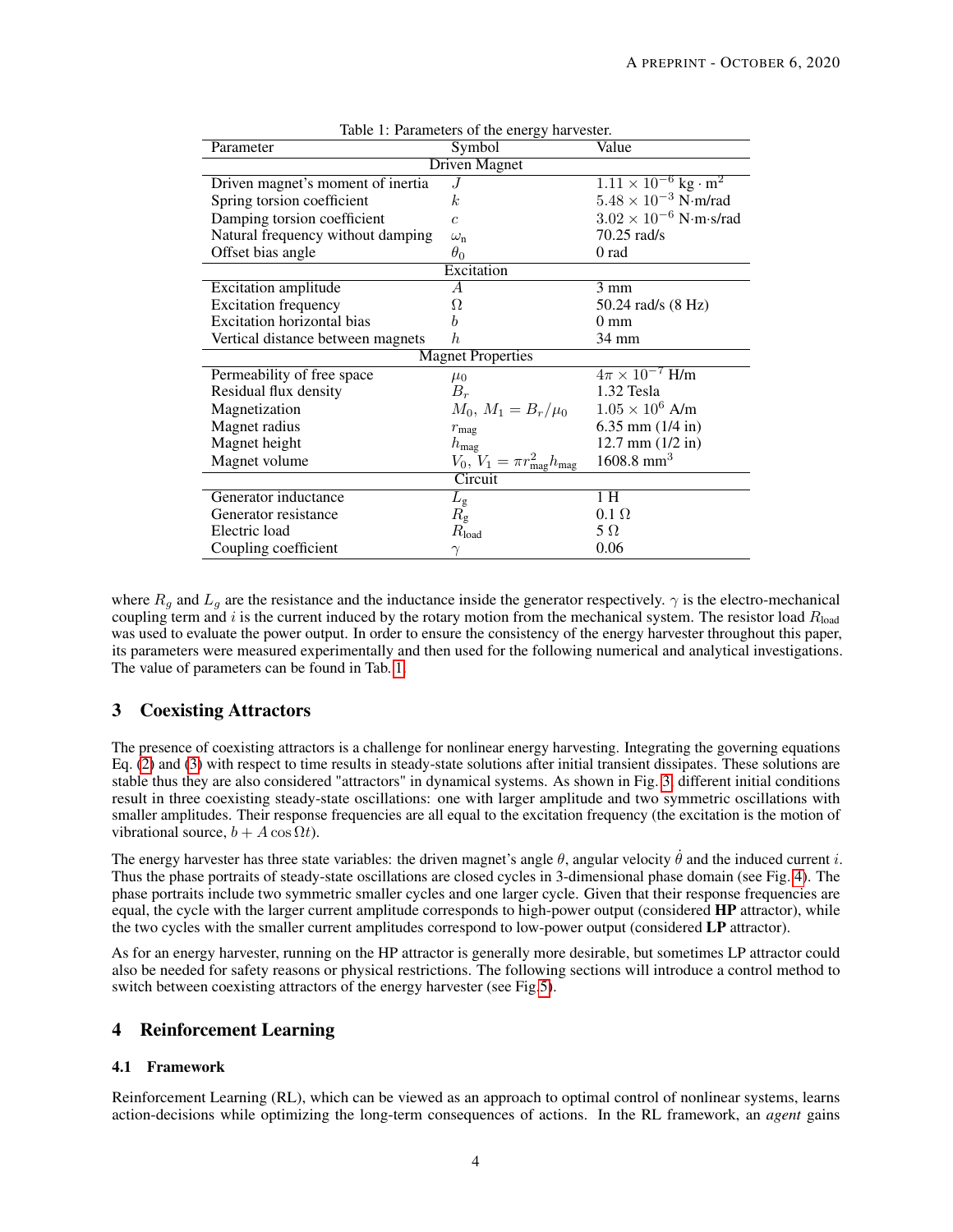Table 1: Parameters of the energy harvester.

| Parameter | Symbol | Value |
|---|---|---|
| Driven Magnet | | |
| Driven magnet's moment of inertia | $J$ | $1.11 \times 10^{-6}$ kg $\cdot$ m$^2$ |
| Spring torsion coefficient | $k$ | $5.48 \times 10^{-3}$ N·m/rad |
| Damping torsion coefficient | $c$ | $3.02 \times 10^{-6}$ N·m·s/rad |
| Natural frequency without damping | $\omega_{\text{n}}$ | 70.25 rad/s |
| Offset bias angle | $\theta_0$ | 0 rad |
| Excitation | | |
| Excitation amplitude | $A$ | 3 mm |
| Excitation frequency | $\Omega$ | 50.24 rad/s (8 Hz) |
| Excitation horizontal bias | $b$ | 0 mm |
| Vertical distance between magnets | $h$ | 34 mm |
| Magnet Properties | | |
| Permeability of free space | $\mu_0$ | $4\pi \times 10^{-7}$ H/m |
| Residual flux density | $B_r$ | 1.32 Tesla |
| Magnetization | $M_0,\ M_1 = B_r/\mu_0$ | $1.05 \times 10^6$ A/m |
| Magnet radius | $r_{\text{mag}}$ | 6.35 mm (1/4 in) |
| Magnet height | $h_{\text{mag}}$ | 12.7 mm (1/2 in) |
| Magnet volume | $V_0,\ V_1 = \pi r_{\text{mag}}^2 h_{\text{mag}}$ | 1608.8 mm$^3$ |
| Circuit | | |
| Generator inductance | $L_{\text{g}}$ | 1 H |
| Generator resistance | $R_{\text{g}}$ | 0.1 $\Omega$ |
| Electric load | $R_{\text{load}}$ | 5 $\Omega$ |
| Coupling coefficient | $\gamma$ | 0.06 |

where $R_g$ and $L_g$ are the resistance and the inductance inside the generator respectively. $\gamma$ is the electro-mechanical coupling term and $i$ is the current induced by the rotary motion from the mechanical system. The resistor load $R_{\text{load}}$ was used to evaluate the power output. In order to ensure the consistency of the energy harvester throughout this paper, its parameters were measured experimentally and then used for the following numerical and analytical investigations. The value of parameters can be found in Tab. 1.

## 3 Coexisting Attractors

The presence of coexisting attractors is a challenge for nonlinear energy harvesting. Integrating the governing equations Eq. (2) and (3) with respect to time results in steady-state solutions after initial transient dissipates. These solutions are stable thus they are also considered "attractors" in dynamical systems. As shown in Fig. 3, different initial conditions result in three coexisting steady-state oscillations: one with larger amplitude and two symmetric oscillations with smaller amplitudes. Their response frequencies are all equal to the excitation frequency (the excitation is the motion of vibrational source, $b + A\cos\Omega t$).

The energy harvester has three state variables: the driven magnet's angle $\theta$, angular velocity $\dot{\theta}$ and the induced current $i$. Thus the phase portraits of steady-state oscillations are closed cycles in 3-dimensional phase domain (see Fig. 4). The phase portraits include two symmetric smaller cycles and one larger cycle. Given that their response frequencies are equal, the cycle with the larger current amplitude corresponds to high-power output (considered **HP** attractor), while the two cycles with the smaller current amplitudes correspond to low-power output (considered **LP** attractor).

As for an energy harvester, running on the HP attractor is generally more desirable, but sometimes LP attractor could also be needed for safety reasons or physical restrictions. The following sections will introduce a control method to switch between coexisting attractors of the energy harvester (see Fig.5).

## 4 Reinforcement Learning

### 4.1 Framework

Reinforcement Learning (RL), which can be viewed as an approach to optimal control of nonlinear systems, learns action-decisions while optimizing the long-term consequences of actions. In the RL framework, an *agent* gains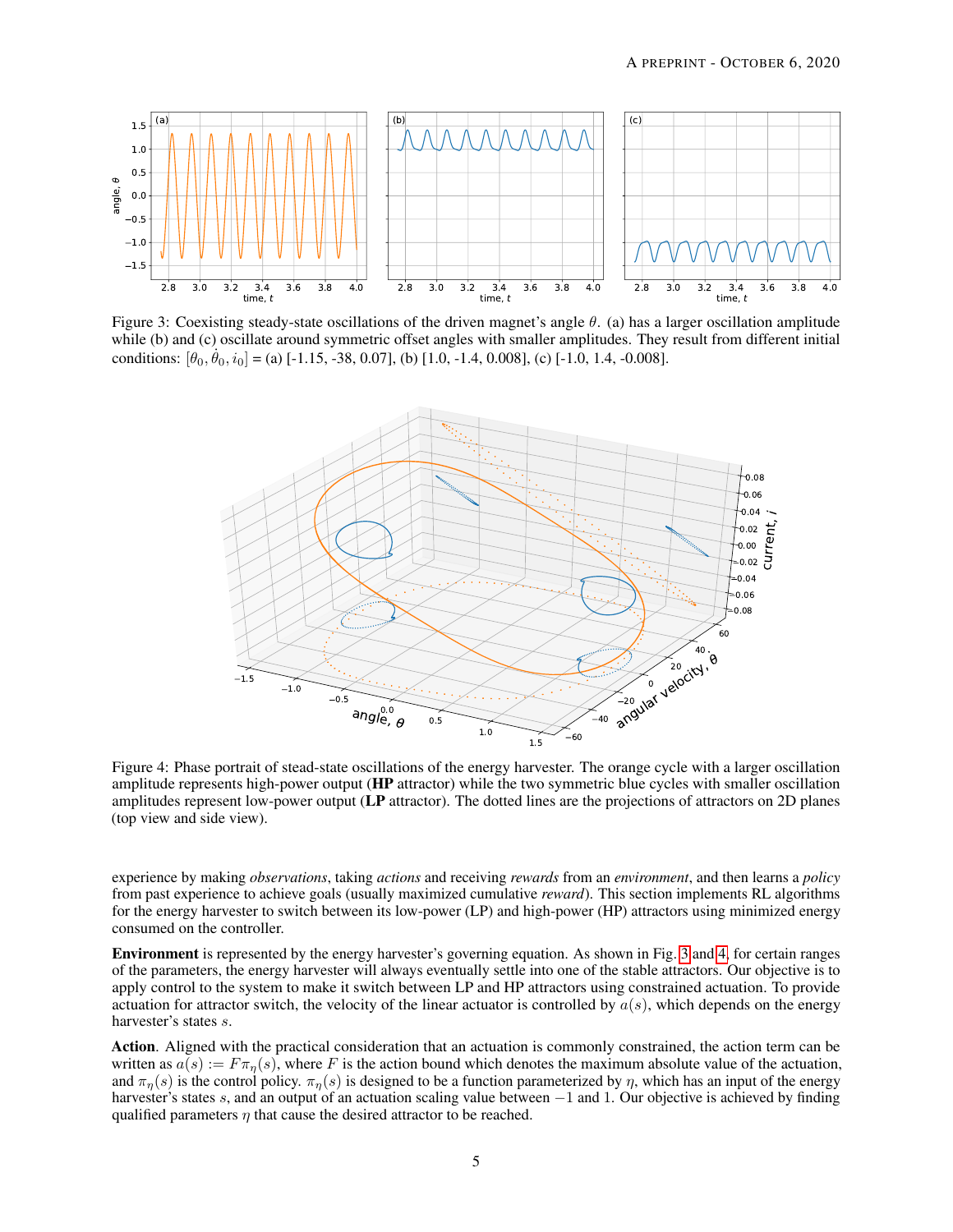Figure 3: Coexisting steady-state oscillations of the driven magnet's angle $\theta$. (a) has a larger oscillation amplitude while (b) and (c) oscillate around symmetric offset angles with smaller amplitudes. They result from different initial conditions: $[\theta_0, \dot{\theta}_0, i_0]$ = (a) [-1.15, -38, 0.07], (b) [1.0, -1.4, 0.008], (c) [-1.0, 1.4, -0.008].

Figure 4: Phase portrait of stead-state oscillations of the energy harvester. The orange cycle with a larger oscillation amplitude represents high-power output (**HP** attractor) while the two symmetric blue cycles with smaller oscillation amplitudes represent low-power output (**LP** attractor). The dotted lines are the projections of attractors on 2D planes (top view and side view).

experience by making *observations*, taking *actions* and receiving *rewards* from an *environment*, and then learns a *policy* from past experience to achieve goals (usually maximized cumulative *reward*). This section implements RL algorithms for the energy harvester to switch between its low-power (LP) and high-power (HP) attractors using minimized energy consumed on the controller.

**Environment** is represented by the energy harvester's governing equation. As shown in Fig. 3 and 4, for certain ranges of the parameters, the energy harvester will always eventually settle into one of the stable attractors. Our objective is to apply control to the system to make it switch between LP and HP attractors using constrained actuation. To provide actuation for attractor switch, the velocity of the linear actuator is controlled by $a(s)$, which depends on the energy harvester's states $s$.

**Action**. Aligned with the practical consideration that an actuation is commonly constrained, the action term can be written as $a(s) := F\pi_\eta(s)$, where $F$ is the action bound which denotes the maximum absolute value of the actuation, and $\pi_\eta(s)$ is the control policy. $\pi_\eta(s)$ is designed to be a function parameterized by $\eta$, which has an input of the energy harvester's states $s$, and an output of an actuation scaling value between $-1$ and 1. Our objective is achieved by finding qualified parameters $\eta$ that cause the desired attractor to be reached.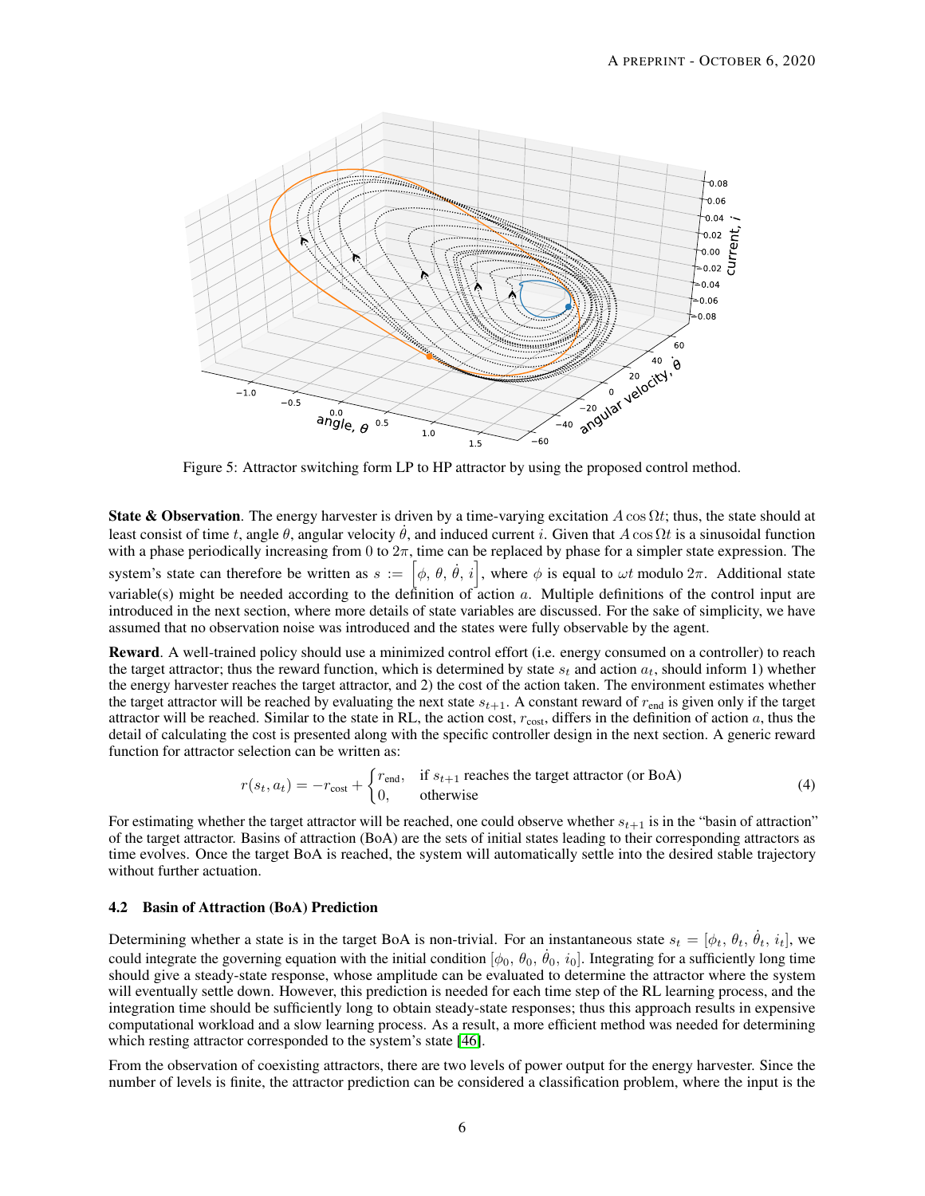Figure 5: Attractor switching form LP to HP attractor by using the proposed control method.

**State & Observation**. The energy harvester is driven by a time-varying excitation $A \cos \Omega t$; thus, the state should at least consist of time $t$, angle $\theta$, angular velocity $\dot{\theta}$, and induced current $i$. Given that $A \cos \Omega t$ is a sinusoidal function with a phase periodically increasing from 0 to $2\pi$, time can be replaced by phase for a simpler state expression. The system's state can therefore be written as $s := \left[\phi,\, \theta,\, \dot{\theta},\, i\right]$, where $\phi$ is equal to $\omega t$ modulo $2\pi$. Additional state variable(s) might be needed according to the definition of action $a$. Multiple definitions of the control input are introduced in the next section, where more details of state variables are discussed. For the sake of simplicity, we have assumed that no observation noise was introduced and the states were fully observable by the agent.

**Reward**. A well-trained policy should use a minimized control effort (i.e. energy consumed on a controller) to reach the target attractor; thus the reward function, which is determined by state $s_t$ and action $a_t$, should inform 1) whether the energy harvester reaches the target attractor, and 2) the cost of the action taken. The environment estimates whether the target attractor will be reached by evaluating the next state $s_{t+1}$. A constant reward of $r_{\text{end}}$ is given only if the target attractor will be reached. Similar to the state in RL, the action cost, $r_{\text{cost}}$, differs in the definition of action $a$, thus the detail of calculating the cost is presented along with the specific controller design in the next section. A generic reward function for attractor selection can be written as:

$$
r(s_t, a_t) = -r_{\text{cost}} + \begin{cases} r_{\text{end}}, & \text{if } s_{t+1} \text{ reaches the target attractor (or BoA)} \\ 0, & \text{otherwise} \end{cases} \tag{4}
$$

For estimating whether the target attractor will be reached, one could observe whether $s_{t+1}$ is in the "basin of attraction" of the target attractor. Basins of attraction (BoA) are the sets of initial states leading to their corresponding attractors as time evolves. Once the target BoA is reached, the system will automatically settle into the desired stable trajectory without further actuation.

### 4.2 Basin of Attraction (BoA) Prediction

Determining whether a state is in the target BoA is non-trivial. For an instantaneous state $s_t = [\phi_t,\, \theta_t,\, \dot{\theta}_t,\, i_t]$, we could integrate the governing equation with the initial condition $[\phi_0,\, \theta_0,\, \dot{\theta}_0,\, i_0]$. Integrating for a sufficiently long time should give a steady-state response, whose amplitude can be evaluated to determine the attractor where the system will eventually settle down. However, this prediction is needed for each time step of the RL learning process, and the integration time should be sufficiently long to obtain steady-state responses; thus this approach results in expensive computational workload and a slow learning process. As a result, a more efficient method was needed for determining which resting attractor corresponded to the system's state [46].

From the observation of coexisting attractors, there are two levels of power output for the energy harvester. Since the number of levels is finite, the attractor prediction can be considered a classification problem, where the input is the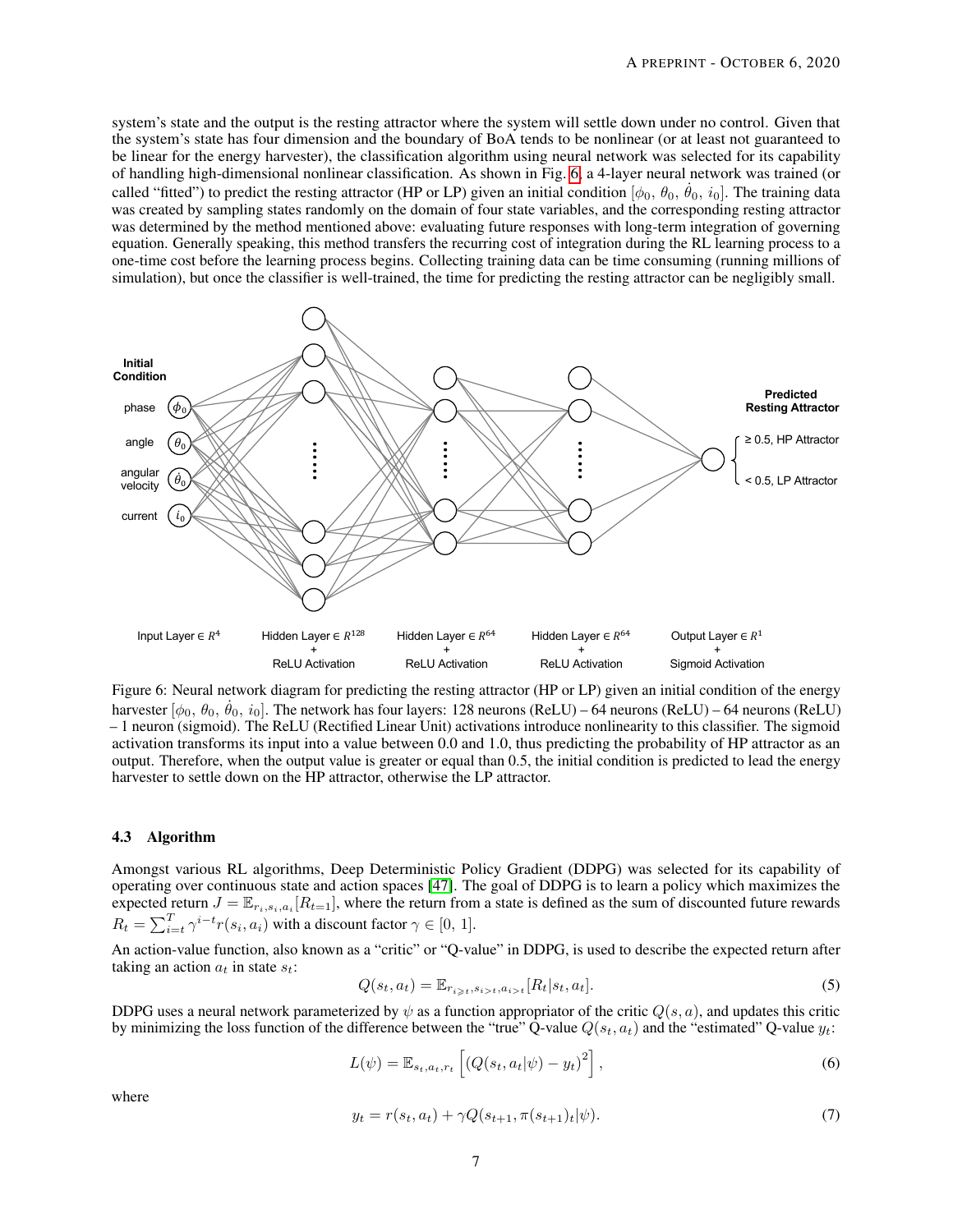system's state and the output is the resting attractor where the system will settle down under no control. Given that the system's state has four dimension and the boundary of BoA tends to be nonlinear (or at least not guaranteed to be linear for the energy harvester), the classification algorithm using neural network was selected for its capability of handling high-dimensional nonlinear classification. As shown in Fig. 6, a 4-layer neural network was trained (or called "fitted") to predict the resting attractor (HP or LP) given an initial condition $[\phi_0,\ \theta_0,\ \dot{\theta}_0,\ i_0]$. The training data was created by sampling states randomly on the domain of four state variables, and the corresponding resting attractor was determined by the method mentioned above: evaluating future responses with long-term integration of governing equation. Generally speaking, this method transfers the recurring cost of integration during the RL learning process to a one-time cost before the learning process begins. Collecting training data can be time consuming (running millions of simulation), but once the classifier is well-trained, the time for predicting the resting attractor can be negligibly small.

Figure 6: Neural network diagram for predicting the resting attractor (HP or LP) given an initial condition of the energy harvester $[\phi_0,\ \theta_0,\ \dot{\theta}_0,\ i_0]$. The network has four layers: 128 neurons (ReLU) – 64 neurons (ReLU) – 64 neurons (ReLU) – 1 neuron (sigmoid). The ReLU (Rectified Linear Unit) activations introduce nonlinearity to this classifier. The sigmoid activation transforms its input into a value between 0.0 and 1.0, thus predicting the probability of HP attractor as an output. Therefore, when the output value is greater or equal than 0.5, the initial condition is predicted to lead the energy harvester to settle down on the HP attractor, otherwise the LP attractor.

### 4.3 Algorithm

Amongst various RL algorithms, Deep Deterministic Policy Gradient (DDPG) was selected for its capability of operating over continuous state and action spaces [47]. The goal of DDPG is to learn a policy which maximizes the expected return $J = \mathbb{E}_{r_i, s_i, a_i}[R_{t=1}]$, where the return from a state is defined as the sum of discounted future rewards $R_t = \sum_{i=t}^{T} \gamma^{i-t} r(s_i, a_i)$ with a discount factor $\gamma \in [0,\ 1]$.

An action-value function, also known as a "critic" or "Q-value" in DDPG, is used to describe the expected return after taking an action $a_t$ in state $s_t$:

$$Q(s_t, a_t) = \mathbb{E}_{r_{i \geqslant t}, s_{i>t}, a_{i>t}}[R_t | s_t, a_t]. \tag{5}$$

DDPG uses a neural network parameterized by $\psi$ as a function appropriator of the critic $Q(s, a)$, and updates this critic by minimizing the loss function of the difference between the "true" Q-value $Q(s_t, a_t)$ and the "estimated" Q-value $y_t$:

$$L(\psi) = \mathbb{E}_{s_t, a_t, r_t}\left[\left(Q(s_t, a_t|\psi) - y_t\right)^2\right], \tag{6}$$

where

$$y_t = r(s_t, a_t) + \gamma Q(s_{t+1}, \pi(s_{t+1})_t|\psi). \tag{7}$$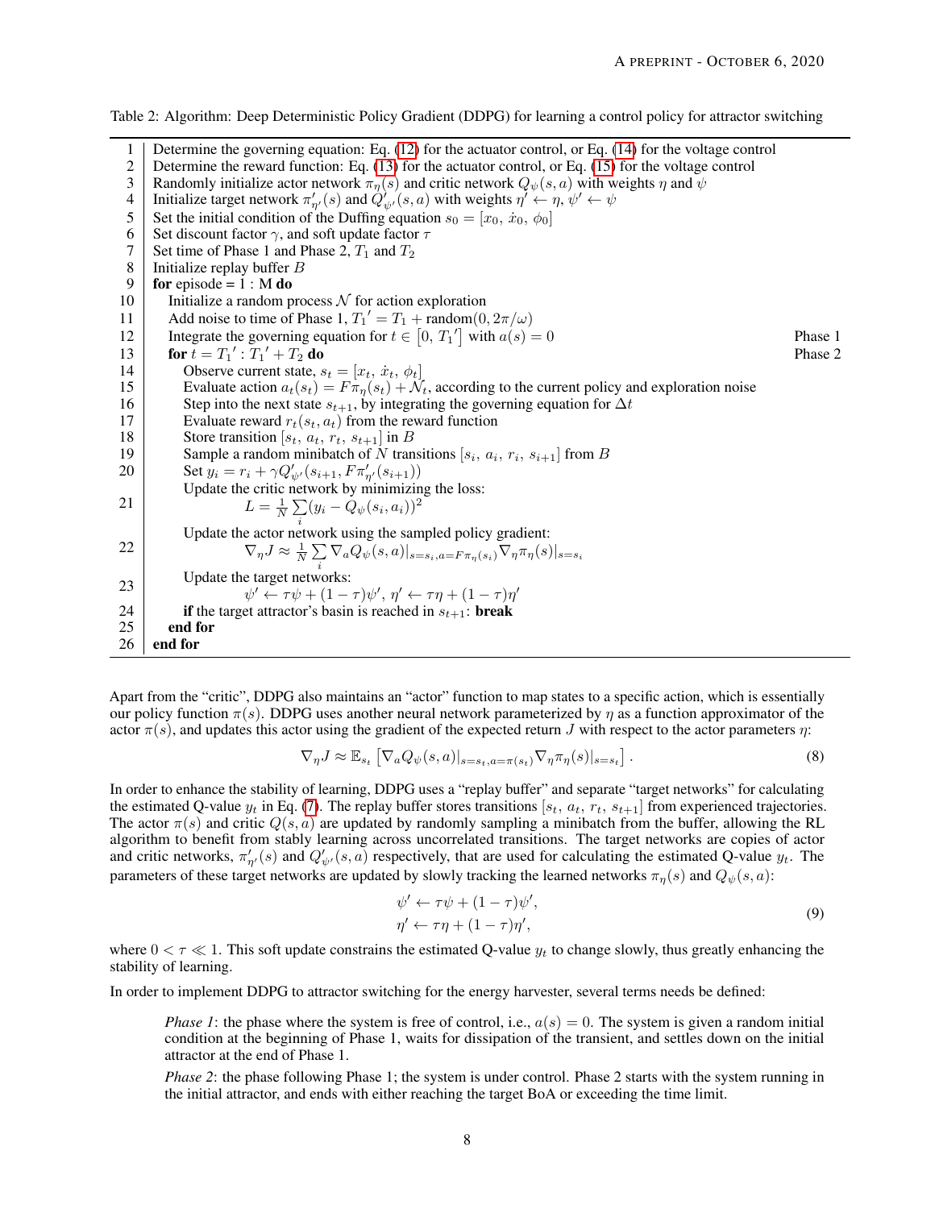Table 2: Algorithm: Deep Deterministic Policy Gradient (DDPG) for learning a control policy for attractor switching

| | | |
|---|---|---|
| 1 | Determine the governing equation: Eq. (12) for the actuator control, or Eq. (14) for the voltage control | |
| 2 | Determine the reward function: Eq. (13) for the actuator control, or Eq. (15) for the voltage control | |
| 3 | Randomly initialize actor network $\pi_\eta(s)$ and critic network $Q_\psi(s,a)$ with weights $\eta$ and $\psi$ | |
| 4 | Initialize target network $\pi'_{\eta'}(s)$ and $Q'_{\psi'}(s,a)$ with weights $\eta' \leftarrow \eta$, $\psi' \leftarrow \psi$ | |
| 5 | Set the initial condition of the Duffing equation $s_0 = [x_0,\ \dot{x}_0,\ \phi_0]$ | |
| 6 | Set discount factor $\gamma$, and soft update factor $\tau$ | |
| 7 | Set time of Phase 1 and Phase 2, $T_1$ and $T_2$ | |
| 8 | Initialize replay buffer $B$ | |
| 9 | **for** episode = 1 : M **do** | |
| 10 | Initialize a random process $\mathcal{N}$ for action exploration | |
| 11 | Add noise to time of Phase 1, $T_1{}' = T_1 + \text{random}(0, 2\pi/\omega)$ | |
| 12 | Integrate the governing equation for $t \in \left[0,\ T_1{}'\right]$ with $a(s) = 0$ | Phase 1 |
| 13 | **for** $t = T_1{}' : T_1{}' + T_2$ **do** | Phase 2 |
| 14 | Observe current state, $s_t = [x_t,\ \dot{x}_t,\ \phi_t]$ | |
| 15 | Evaluate action $a_t(s_t) = F\pi_\eta(s_t) + \mathcal{N}_t$, according to the current policy and exploration noise | |
| 16 | Step into the next state $s_{t+1}$, by integrating the governing equation for $\Delta t$ | |
| 17 | Evaluate reward $r_t(s_t, a_t)$ from the reward function | |
| 18 | Store transition $[s_t,\ a_t,\ r_t,\ s_{t+1}]$ in $B$ | |
| 19 | Sample a random minibatch of $N$ transitions $[s_i,\ a_i,\ r_i,\ s_{i+1}]$ from $B$ | |
| 20 | Set $y_i = r_i + \gamma Q'_{\psi'}(s_{i+1}, F\pi'_{\eta'}(s_{i+1}))$ | |
| 21 | Update the critic network by minimizing the loss: $L = \frac{1}{N}\sum_i (y_i - Q_\psi(s_i, a_i))^2$ | |
| 22 | Update the actor network using the sampled policy gradient: $\nabla_\eta J \approx \frac{1}{N}\sum_i \nabla_a Q_\psi(s,a)\vert_{s=s_i, a=F\pi_\eta(s_i)} \nabla_\eta \pi_\eta(s)\vert_{s=s_i}$ | |
| 23 | Update the target networks: $\psi' \leftarrow \tau\psi + (1-\tau)\psi'$, $\eta' \leftarrow \tau\eta + (1-\tau)\eta'$ | |
| 24 | **if** the target attractor's basin is reached in $s_{t+1}$: **break** | |
| 25 | **end for** | |
| 26 | **end for** | |

Apart from the "critic", DDPG also maintains an "actor" function to map states to a specific action, which is essentially our policy function $\pi(s)$. DDPG uses another neural network parameterized by $\eta$ as a function approximator of the actor $\pi(s)$, and updates this actor using the gradient of the expected return $J$ with respect to the actor parameters $\eta$:

$$\nabla_\eta J \approx \mathbb{E}_{s_t}\left[\nabla_a Q_\psi(s,a)\vert_{s=s_t, a=\pi(s_t)} \nabla_\eta \pi_\eta(s)\vert_{s=s_t}\right]. \tag{8}$$

In order to enhance the stability of learning, DDPG uses a "replay buffer" and separate "target networks" for calculating the estimated Q-value $y_t$ in Eq. (7). The replay buffer stores transitions $[s_t,\ a_t,\ r_t,\ s_{t+1}]$ from experienced trajectories. The actor $\pi(s)$ and critic $Q(s,a)$ are updated by randomly sampling a minibatch from the buffer, allowing the RL algorithm to benefit from stably learning across uncorrelated transitions. The target networks are copies of actor and critic networks, $\pi'_{\eta'}(s)$ and $Q'_{\psi'}(s,a)$ respectively, that are used for calculating the estimated Q-value $y_t$. The parameters of these target networks are updated by slowly tracking the learned networks $\pi_\eta(s)$ and $Q_\psi(s,a)$:

$$\begin{aligned}\psi' &\leftarrow \tau\psi + (1-\tau)\psi',\\ \eta' &\leftarrow \tau\eta + (1-\tau)\eta',\end{aligned} \tag{9}$$

where $0 < \tau \ll 1$. This soft update constrains the estimated Q-value $y_t$ to change slowly, thus greatly enhancing the stability of learning.

In order to implement DDPG to attractor switching for the energy harvester, several terms needs be defined:

> *Phase 1*: the phase where the system is free of control, i.e., $a(s) = 0$. The system is given a random initial condition at the beginning of Phase 1, waits for dissipation of the transient, and settles down on the initial attractor at the end of Phase 1.
>
> *Phase 2*: the phase following Phase 1; the system is under control. Phase 2 starts with the system running in the initial attractor, and ends with either reaching the target BoA or exceeding the time limit.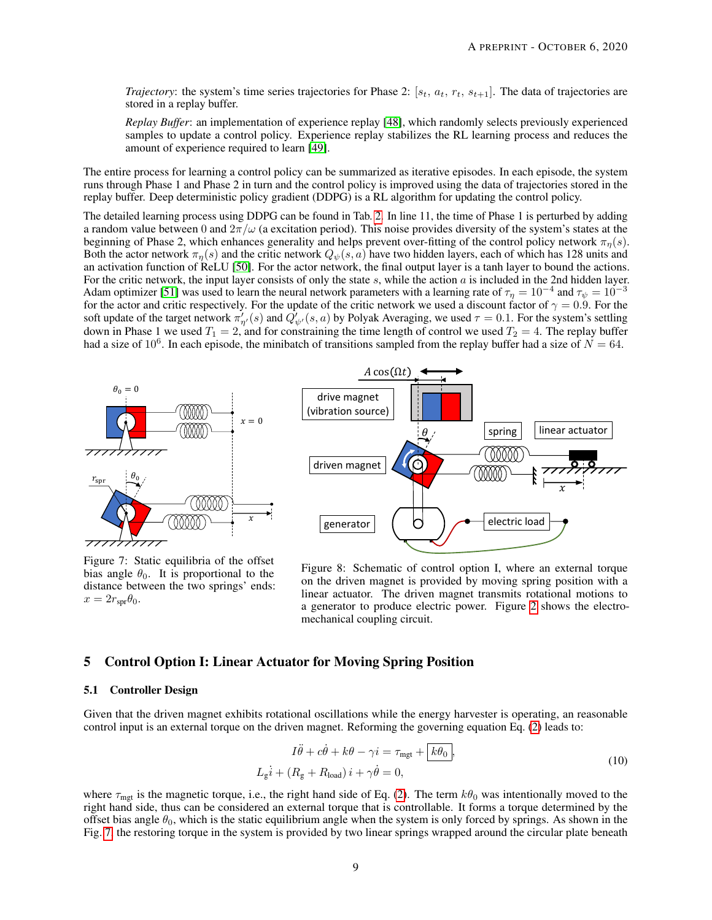*Trajectory*: the system's time series trajectories for Phase 2: $[s_t, a_t, r_t, s_{t+1}]$. The data of trajectories are stored in a replay buffer.

*Replay Buffer*: an implementation of experience replay [48], which randomly selects previously experienced samples to update a control policy. Experience replay stabilizes the RL learning process and reduces the amount of experience required to learn [49].

The entire process for learning a control policy can be summarized as iterative episodes. In each episode, the system runs through Phase 1 and Phase 2 in turn and the control policy is improved using the data of trajectories stored in the replay buffer. Deep deterministic policy gradient (DDPG) is a RL algorithm for updating the control policy.

The detailed learning process using DDPG can be found in Tab. 2. In line 11, the time of Phase 1 is perturbed by adding a random value between 0 and $2\pi/\omega$ (a excitation period). This noise provides diversity of the system's states at the beginning of Phase 2, which enhances generality and helps prevent over-fitting of the control policy network $\pi_\eta(s)$. Both the actor network $\pi_\eta(s)$ and the critic network $Q_\psi(s, a)$ have two hidden layers, each of which has 128 units and an activation function of ReLU [50]. For the actor network, the final output layer is a tanh layer to bound the actions. For the critic network, the input layer consists of only the state $s$, while the action $a$ is included in the 2nd hidden layer. Adam optimizer [51] was used to learn the neural network parameters with a learning rate of $\tau_\eta = 10^{-4}$ and $\tau_\psi = 10^{-3}$ for the actor and critic respectively. For the update of the critic network we used a discount factor of $\gamma = 0.9$. For the soft update of the target network $\pi'_{\eta'}(s)$ and $Q'_{\psi'}(s, a)$ by Polyak Averaging, we used $\tau = 0.1$. For the system's settling down in Phase 1 we used $T_1 = 2$, and for constraining the time length of control we used $T_2 = 4$. The replay buffer had a size of $10^6$. In each episode, the minibatch of transitions sampled from the replay buffer had a size of $N = 64$.

Figure 7: Static equilibria of the offset bias angle $\theta_0$. It is proportional to the distance between the two springs' ends: $x = 2r_{\text{spr}}\theta_0$.

Figure 8: Schematic of control option I, where an external torque on the driven magnet is provided by moving spring position with a linear actuator. The driven magnet transmits rotational motions to a generator to produce electric power. Figure 2 shows the electro-mechanical coupling circuit.

## 5 Control Option I: Linear Actuator for Moving Spring Position

### 5.1 Controller Design

Given that the driven magnet exhibits rotational oscillations while the energy harvester is operating, an reasonable control input is an external torque on the driven magnet. Reforming the governing equation Eq. (2) leads to:

$$
\begin{aligned}
I\ddot{\theta} + c\dot{\theta} + k\theta - \gamma i &= \tau_{\text{mgt}} + \boxed{k\theta_0}, \\
L_g \dot{i} + (R_g + R_{\text{load}})\, i + \gamma\dot{\theta} &= 0,
\end{aligned}
\tag{10}
$$

where $\tau_{\text{mgt}}$ is the magnetic torque, i.e., the right hand side of Eq. (2). The term $k\theta_0$ was intentionally moved to the right hand side, thus can be considered an external torque that is controllable. It forms a torque determined by the offset bias angle $\theta_0$, which is the static equilibrium angle when the system is only forced by springs. As shown in the Fig. 7, the restoring torque in the system is provided by two linear springs wrapped around the circular plate beneath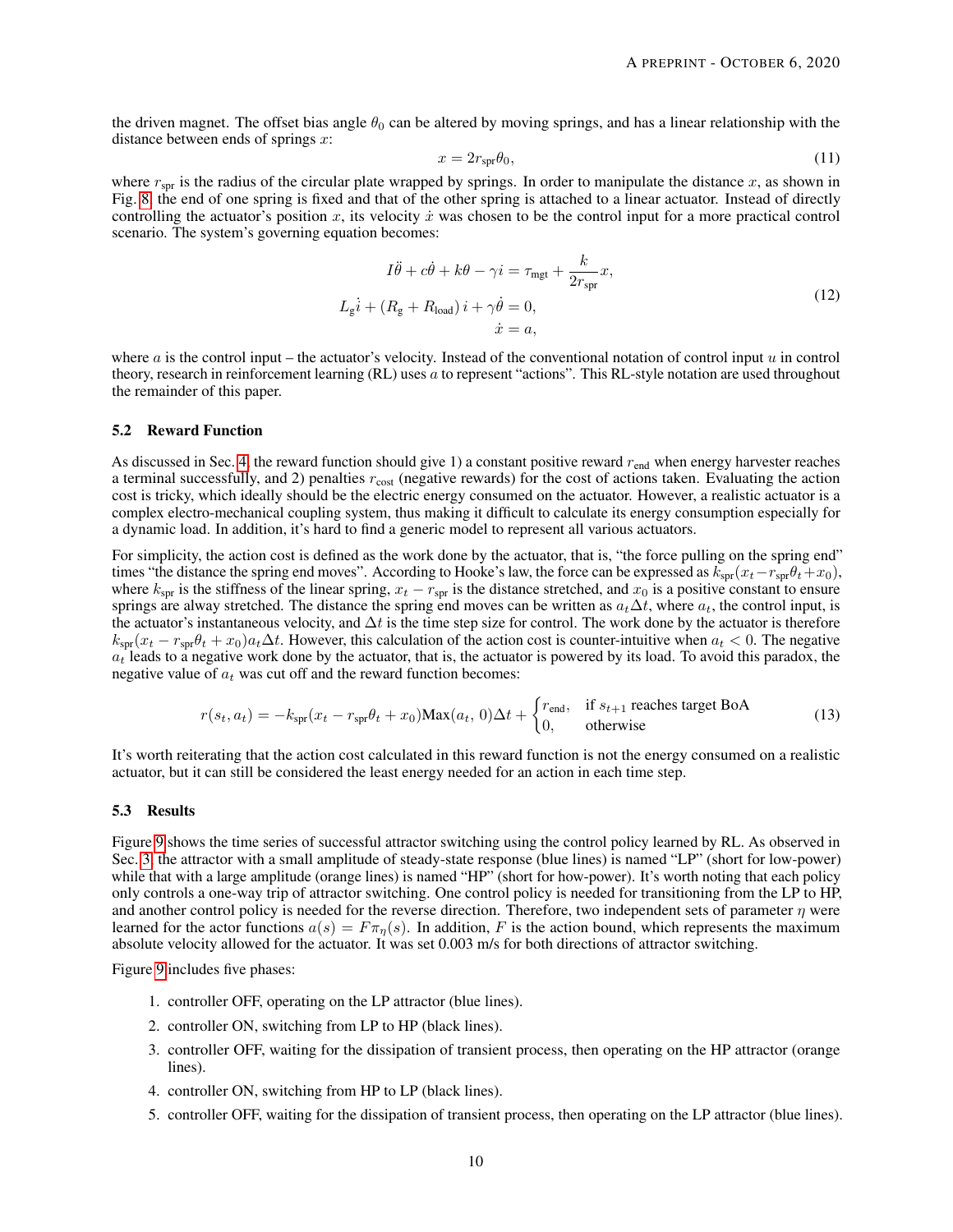the driven magnet. The offset bias angle $\theta_0$ can be altered by moving springs, and has a linear relationship with the distance between ends of springs $x$:

$$x = 2r_{\text{spr}}\theta_0, \tag{11}$$

where $r_{\text{spr}}$ is the radius of the circular plate wrapped by springs. In order to manipulate the distance $x$, as shown in Fig. 8, the end of one spring is fixed and that of the other spring is attached to a linear actuator. Instead of directly controlling the actuator's position $x$, its velocity $\dot{x}$ was chosen to be the control input for a more practical control scenario. The system's governing equation becomes:

$$\begin{aligned} I\ddot{\theta} + c\dot{\theta} + k\theta - \gamma i &= \tau_{\text{mgt}} + \frac{k}{2r_{\text{spr}}}x, \\ L_{\text{g}}\dot{i} + (R_{\text{g}} + R_{\text{load}})\, i + \gamma\dot{\theta} &= 0, \\ \dot{x} &= a, \end{aligned} \tag{12}$$

where $a$ is the control input – the actuator's velocity. Instead of the conventional notation of control input $u$ in control theory, research in reinforcement learning (RL) uses $a$ to represent "actions". This RL-style notation are used throughout the remainder of this paper.

### 5.2 Reward Function

As discussed in Sec. 4, the reward function should give 1) a constant positive reward $r_{\text{end}}$ when energy harvester reaches a terminal successfully, and 2) penalties $r_{\text{cost}}$ (negative rewards) for the cost of actions taken. Evaluating the action cost is tricky, which ideally should be the electric energy consumed on the actuator. However, a realistic actuator is a complex electro-mechanical coupling system, thus making it difficult to calculate its energy consumption especially for a dynamic load. In addition, it's hard to find a generic model to represent all various actuators.

For simplicity, the action cost is defined as the work done by the actuator, that is, "the force pulling on the spring end" times "the distance the spring end moves". According to Hooke's law, the force can be expressed as $k_{\text{spr}}(x_t - r_{\text{spr}}\theta_t + x_0)$, where $k_{\text{spr}}$ is the stiffness of the linear spring, $x_t - r_{\text{spr}}$ is the distance stretched, and $x_0$ is a positive constant to ensure springs are alway stretched. The distance the spring end moves can be written as $a_t\Delta t$, where $a_t$, the control input, is the actuator's instantaneous velocity, and $\Delta t$ is the time step size for control. The work done by the actuator is therefore $k_{\text{spr}}(x_t - r_{\text{spr}}\theta_t + x_0)a_t\Delta t$. However, this calculation of the action cost is counter-intuitive when $a_t < 0$. The negative $a_t$ leads to a negative work done by the actuator, that is, the actuator is powered by its load. To avoid this paradox, the negative value of $a_t$ was cut off and the reward function becomes:

$$r(s_t, a_t) = -k_{\text{spr}}(x_t - r_{\text{spr}}\theta_t + x_0)\text{Max}(a_t,\, 0)\Delta t + \begin{cases} r_{\text{end}}, & \text{if } s_{t+1} \text{ reaches target BoA} \\ 0, & \text{otherwise} \end{cases} \tag{13}$$

It's worth reiterating that the action cost calculated in this reward function is not the energy consumed on a realistic actuator, but it can still be considered the least energy needed for an action in each time step.

### 5.3 Results

Figure 9 shows the time series of successful attractor switching using the control policy learned by RL. As observed in Sec. 3, the attractor with a small amplitude of steady-state response (blue lines) is named "LP" (short for low-power) while that with a large amplitude (orange lines) is named "HP" (short for how-power). It's worth noting that each policy only controls a one-way trip of attractor switching. One control policy is needed for transitioning from the LP to HP, and another control policy is needed for the reverse direction. Therefore, two independent sets of parameter $\eta$ were learned for the actor functions $a(s) = F\pi_\eta(s)$. In addition, $F$ is the action bound, which represents the maximum absolute velocity allowed for the actuator. It was set 0.003 m/s for both directions of attractor switching.

Figure 9 includes five phases:

1. controller OFF, operating on the LP attractor (blue lines).
2. controller ON, switching from LP to HP (black lines).
3. controller OFF, waiting for the dissipation of transient process, then operating on the HP attractor (orange lines).
4. controller ON, switching from HP to LP (black lines).
5. controller OFF, waiting for the dissipation of transient process, then operating on the LP attractor (blue lines).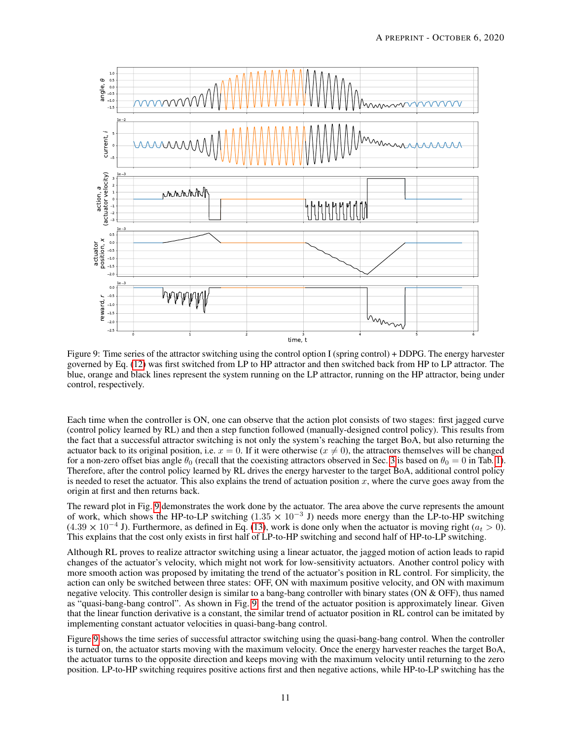Figure 9: Time series of the attractor switching using the control option I (spring control) + DDPG. The energy harvester governed by Eq. (12) was first switched from LP to HP attractor and then switched back from HP to LP attractor. The blue, orange and black lines represent the system running on the LP attractor, running on the HP attractor, being under control, respectively.

Each time when the controller is ON, one can observe that the action plot consists of two stages: first jagged curve (control policy learned by RL) and then a step function followed (manually-designed control policy). This results from the fact that a successful attractor switching is not only the system's reaching the target BoA, but also returning the actuator back to its original position, i.e. $x = 0$. If it were otherwise ($x \neq 0$), the attractors themselves will be changed for a non-zero offset bias angle $\theta_0$ (recall that the coexisting attractors observed in Sec. 3 is based on $\theta_0 = 0$ in Tab. 1). Therefore, after the control policy learned by RL drives the energy harvester to the target BoA, additional control policy is needed to reset the actuator. This also explains the trend of actuation position $x$, where the curve goes away from the origin at first and then returns back.

The reward plot in Fig. 9 demonstrates the work done by the actuator. The area above the curve represents the amount of work, which shows the HP-to-LP switching ($1.35 \times 10^{-3}$ J) needs more energy than the LP-to-HP switching ($4.39 \times 10^{-4}$ J). Furthermore, as defined in Eq. (13), work is done only when the actuator is moving right ($a_t > 0$). This explains that the cost only exists in first half of LP-to-HP switching and second half of HP-to-LP switching.

Although RL proves to realize attractor switching using a linear actuator, the jagged motion of action leads to rapid changes of the actuator's velocity, which might not work for low-sensitivity actuators. Another control policy with more smooth action was proposed by imitating the trend of the actuator's position in RL control. For simplicity, the action can only be switched between three states: OFF, ON with maximum positive velocity, and ON with maximum negative velocity. This controller design is similar to a bang-bang controller with binary states (ON & OFF), thus named as "quasi-bang-bang control". As shown in Fig. 9, the trend of the actuator position is approximately linear. Given that the linear function derivative is a constant, the similar trend of actuator position in RL control can be imitated by implementing constant actuator velocities in quasi-bang-bang control.

Figure 9 shows the time series of successful attractor switching using the quasi-bang-bang control. When the controller is turned on, the actuator starts moving with the maximum velocity. Once the energy harvester reaches the target BoA, the actuator turns to the opposite direction and keeps moving with the maximum velocity until returning to the zero position. LP-to-HP switching requires positive actions first and then negative actions, while HP-to-LP switching has the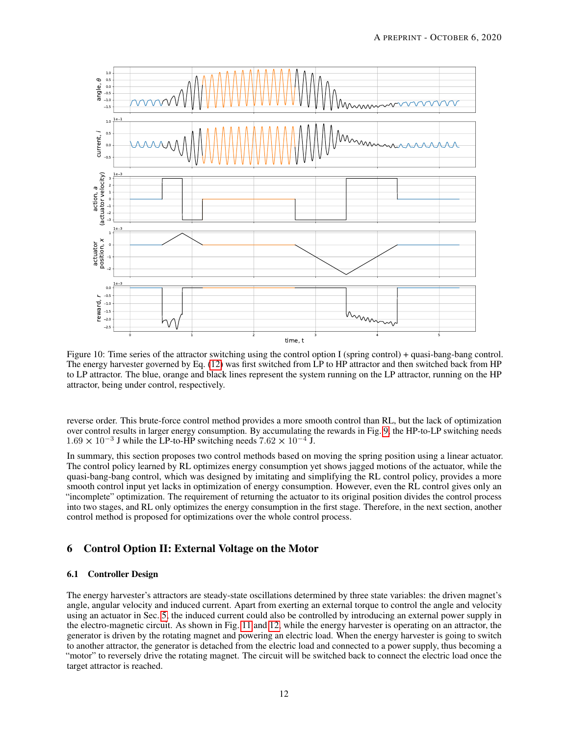Figure 10: Time series of the attractor switching using the control option I (spring control) + quasi-bang-bang control. The energy harvester governed by Eq. (12) was first switched from LP to HP attractor and then switched back from HP to LP attractor. The blue, orange and black lines represent the system running on the LP attractor, running on the HP attractor, being under control, respectively.

reverse order. This brute-force control method provides a more smooth control than RL, but the lack of optimization over control results in larger energy consumption. By accumulating the rewards in Fig. 9, the HP-to-LP switching needs $1.69 \times 10^{-3}$ J while the LP-to-HP switching needs $7.62 \times 10^{-4}$ J.

In summary, this section proposes two control methods based on moving the spring position using a linear actuator. The control policy learned by RL optimizes energy consumption yet shows jagged motions of the actuator, while the quasi-bang-bang control, which was designed by imitating and simplifying the RL control policy, provides a more smooth control input yet lacks in optimization of energy consumption. However, even the RL control gives only an "incomplete" optimization. The requirement of returning the actuator to its original position divides the control process into two stages, and RL only optimizes the energy consumption in the first stage. Therefore, in the next section, another control method is proposed for optimizations over the whole control process.

## 6 Control Option II: External Voltage on the Motor

### 6.1 Controller Design

The energy harvester's attractors are steady-state oscillations determined by three state variables: the driven magnet's angle, angular velocity and induced current. Apart from exerting an external torque to control the angle and velocity using an actuator in Sec. 5, the induced current could also be controlled by introducing an external power supply in the electro-magnetic circuit. As shown in Fig. 11 and 12, while the energy harvester is operating on an attractor, the generator is driven by the rotating magnet and powering an electric load. When the energy harvester is going to switch to another attractor, the generator is detached from the electric load and connected to a power supply, thus becoming a "motor" to reversely drive the rotating magnet. The circuit will be switched back to connect the electric load once the target attractor is reached.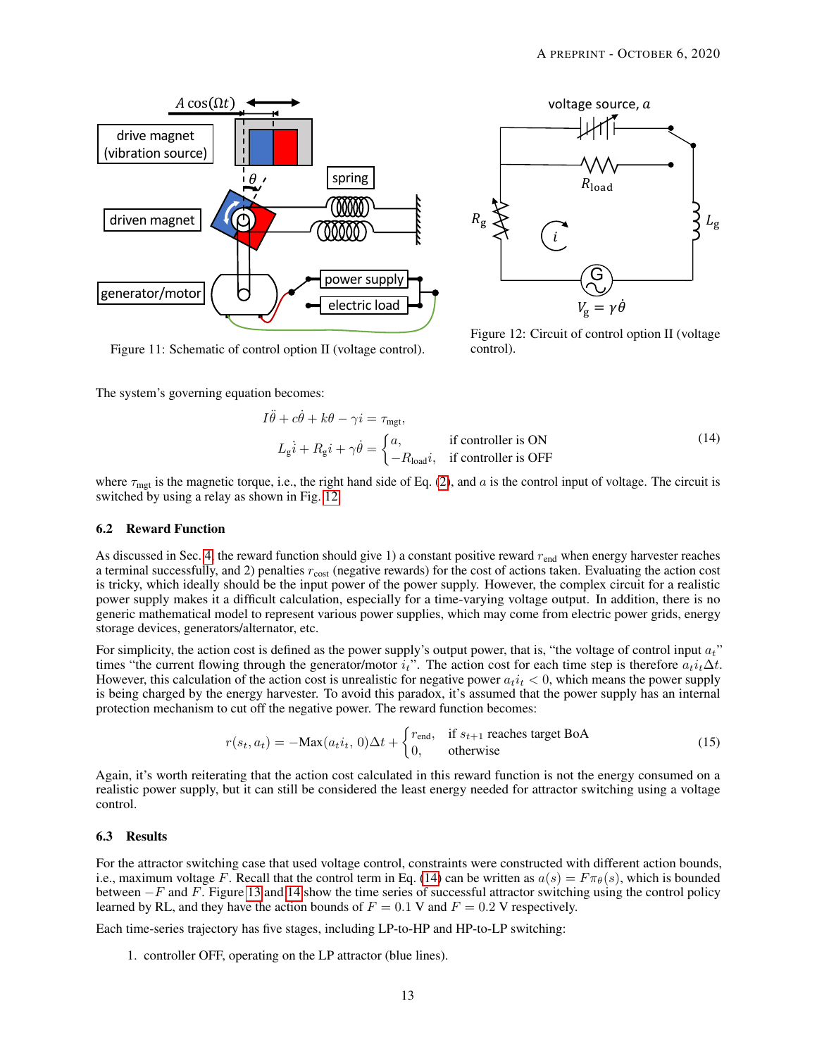Figure 11: Schematic of control option II (voltage control).

Figure 12: Circuit of control option II (voltage control).

The system's governing equation becomes:

$$
\begin{aligned}
I\ddot{\theta} + c\dot{\theta} + k\theta - \gamma i &= \tau_{\text{mgt}}, \\
L_{\text{g}}\dot{i} + R_{\text{g}}i + \gamma\dot{\theta} &= \begin{cases} a, & \text{if controller is ON} \\ -R_{\text{load}}i, & \text{if controller is OFF} \end{cases}
\end{aligned}
\tag{14}
$$

where $\tau_{\text{mgt}}$ is the magnetic torque, i.e., the right hand side of Eq. (2), and $a$ is the control input of voltage. The circuit is switched by using a relay as shown in Fig. 12.

### 6.2 Reward Function

As discussed in Sec. 4, the reward function should give 1) a constant positive reward $r_{\text{end}}$ when energy harvester reaches a terminal successfully, and 2) penalties $r_{\text{cost}}$ (negative rewards) for the cost of actions taken. Evaluating the action cost is tricky, which ideally should be the input power of the power supply. However, the complex circuit for a realistic power supply makes it a difficult calculation, especially for a time-varying voltage output. In addition, there is no generic mathematical model to represent various power supplies, which may come from electric power grids, energy storage devices, generators/alternator, etc.

For simplicity, the action cost is defined as the power supply's output power, that is, "the voltage of control input $a_t$" times "the current flowing through the generator/motor $i_t$". The action cost for each time step is therefore $a_t i_t \Delta t$. However, this calculation of the action cost is unrealistic for negative power $a_t i_t < 0$, which means the power supply is being charged by the energy harvester. To avoid this paradox, it's assumed that the power supply has an internal protection mechanism to cut off the negative power. The reward function becomes:

$$
r(s_t, a_t) = -\text{Max}(a_t i_t, 0)\Delta t + \begin{cases} r_{\text{end}}, & \text{if } s_{t+1} \text{ reaches target BoA} \\ 0, & \text{otherwise} \end{cases}
\tag{15}
$$

Again, it's worth reiterating that the action cost calculated in this reward function is not the energy consumed on a realistic power supply, but it can still be considered the least energy needed for attractor switching using a voltage control.

### 6.3 Results

For the attractor switching case that used voltage control, constraints were constructed with different action bounds, i.e., maximum voltage $F$. Recall that the control term in Eq. (14) can be written as $a(s) = F\pi_\theta(s)$, which is bounded between $-F$ and $F$. Figure 13 and 14 show the time series of successful attractor switching using the control policy learned by RL, and they have the action bounds of $F = 0.1$ V and $F = 0.2$ V respectively.

Each time-series trajectory has five stages, including LP-to-HP and HP-to-LP switching:

1. controller OFF, operating on the LP attractor (blue lines).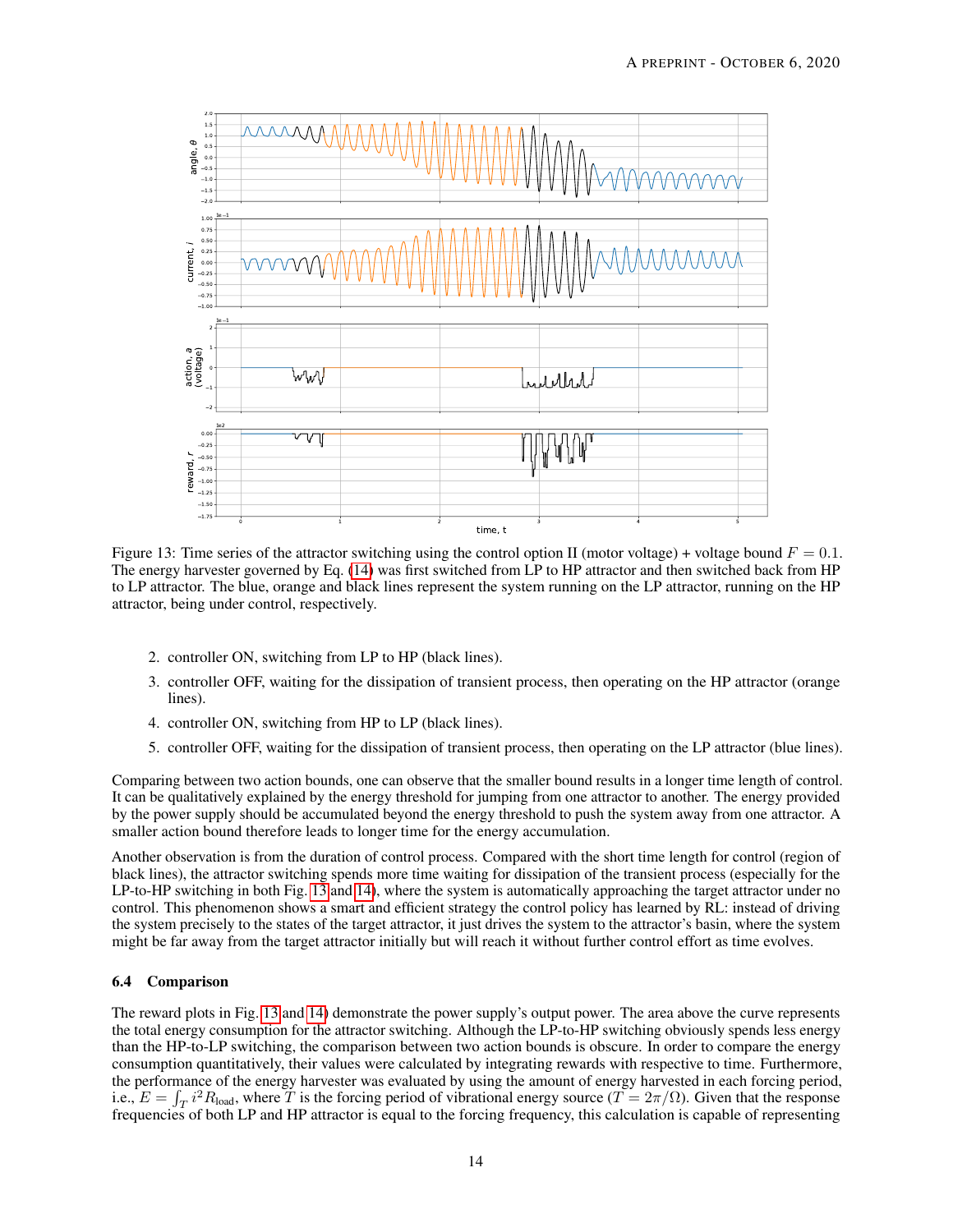Figure 13: Time series of the attractor switching using the control option II (motor voltage) + voltage bound $F = 0.1$. The energy harvester governed by Eq. (14) was first switched from LP to HP attractor and then switched back from HP to LP attractor. The blue, orange and black lines represent the system running on the LP attractor, running on the HP attractor, being under control, respectively.

2. controller ON, switching from LP to HP (black lines).
3. controller OFF, waiting for the dissipation of transient process, then operating on the HP attractor (orange lines).
4. controller ON, switching from HP to LP (black lines).
5. controller OFF, waiting for the dissipation of transient process, then operating on the LP attractor (blue lines).

Comparing between two action bounds, one can observe that the smaller bound results in a longer time length of control. It can be qualitatively explained by the energy threshold for jumping from one attractor to another. The energy provided by the power supply should be accumulated beyond the energy threshold to push the system away from one attractor. A smaller action bound therefore leads to longer time for the energy accumulation.

Another observation is from the duration of control process. Compared with the short time length for control (region of black lines), the attractor switching spends more time waiting for dissipation of the transient process (especially for the LP-to-HP switching in both Fig. 13 and 14), where the system is automatically approaching the target attractor under no control. This phenomenon shows a smart and efficient strategy the control policy has learned by RL: instead of driving the system precisely to the states of the target attractor, it just drives the system to the attractor's basin, where the system might be far away from the target attractor initially but will reach it without further control effort as time evolves.

### 6.4 Comparison

The reward plots in Fig. 13 and 14) demonstrate the power supply's output power. The area above the curve represents the total energy consumption for the attractor switching. Although the LP-to-HP switching obviously spends less energy than the HP-to-LP switching, the comparison between two action bounds is obscure. In order to compare the energy consumption quantitatively, their values were calculated by integrating rewards with respective to time. Furthermore, the performance of the energy harvester was evaluated by using the amount of energy harvested in each forcing period, i.e., $E = \int_T i^2 R_{\text{load}}$, where $T$ is the forcing period of vibrational energy source ($T = 2\pi/\Omega$). Given that the response frequencies of both LP and HP attractor is equal to the forcing frequency, this calculation is capable of representing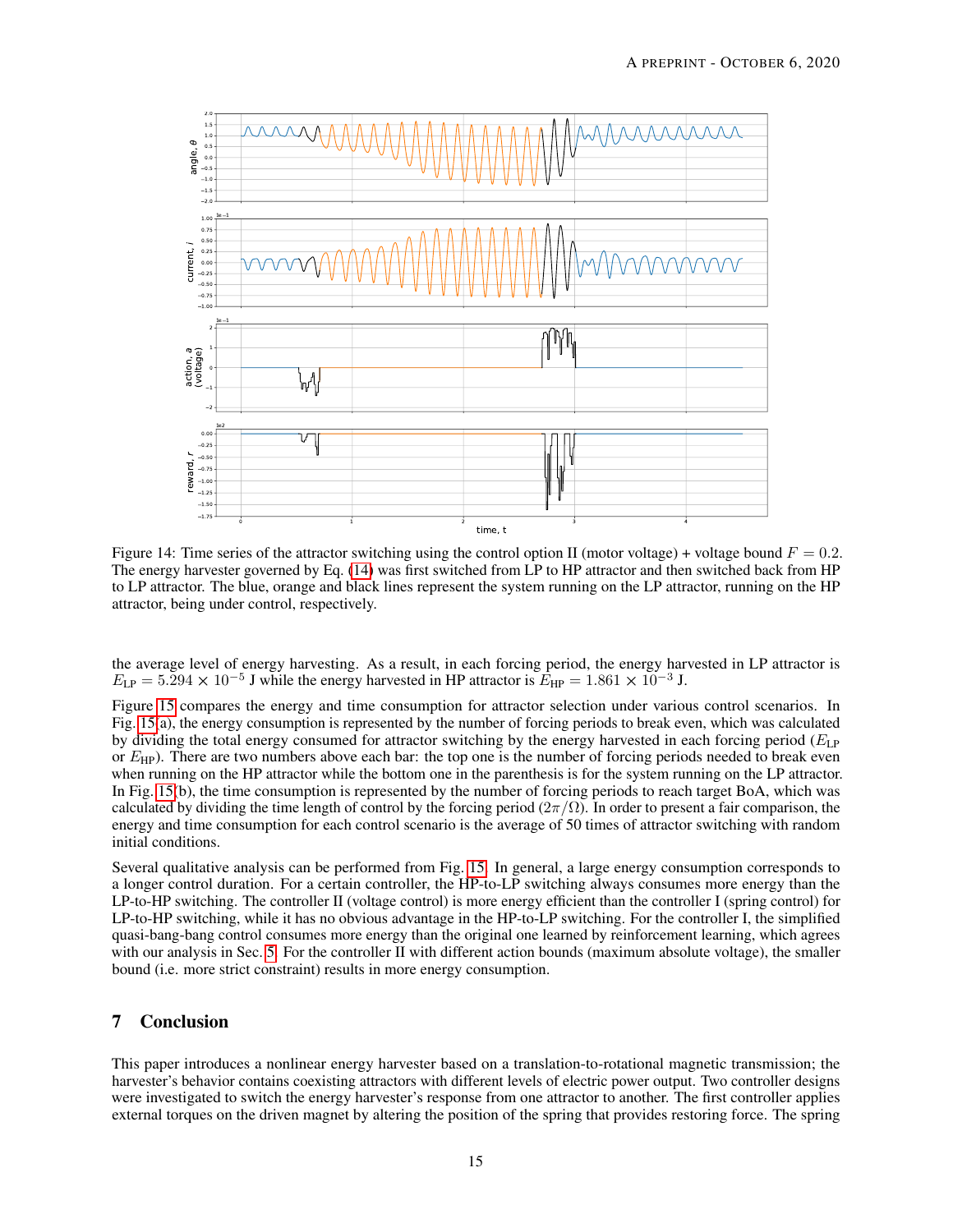Figure 14: Time series of the attractor switching using the control option II (motor voltage) + voltage bound $F = 0.2$. The energy harvester governed by Eq. (14) was first switched from LP to HP attractor and then switched back from HP to LP attractor. The blue, orange and black lines represent the system running on the LP attractor, running on the HP attractor, being under control, respectively.

the average level of energy harvesting. As a result, in each forcing period, the energy harvested in LP attractor is $E_{\text{LP}} = 5.294 \times 10^{-5}$ J while the energy harvested in HP attractor is $E_{\text{HP}} = 1.861 \times 10^{-3}$ J.

Figure 15 compares the energy and time consumption for attractor selection under various control scenarios. In Fig. 15(a), the energy consumption is represented by the number of forcing periods to break even, which was calculated by dividing the total energy consumed for attractor switching by the energy harvested in each forcing period ($E_{\text{LP}}$ or $E_{\text{HP}}$). There are two numbers above each bar: the top one is the number of forcing periods needed to break even when running on the HP attractor while the bottom one in the parenthesis is for the system running on the LP attractor. In Fig. 15(b), the time consumption is represented by the number of forcing periods to reach target BoA, which was calculated by dividing the time length of control by the forcing period ($2\pi/\Omega$). In order to present a fair comparison, the energy and time consumption for each control scenario is the average of 50 times of attractor switching with random initial conditions.

Several qualitative analysis can be performed from Fig. 15. In general, a large energy consumption corresponds to a longer control duration. For a certain controller, the HP-to-LP switching always consumes more energy than the LP-to-HP switching. The controller II (voltage control) is more energy efficient than the controller I (spring control) for LP-to-HP switching, while it has no obvious advantage in the HP-to-LP switching. For the controller I, the simplified quasi-bang-bang control consumes more energy than the original one learned by reinforcement learning, which agrees with our analysis in Sec. 5. For the controller II with different action bounds (maximum absolute voltage), the smaller bound (i.e. more strict constraint) results in more energy consumption.

## 7 Conclusion

This paper introduces a nonlinear energy harvester based on a translation-to-rotational magnetic transmission; the harvester's behavior contains coexisting attractors with different levels of electric power output. Two controller designs were investigated to switch the energy harvester's response from one attractor to another. The first controller applies external torques on the driven magnet by altering the position of the spring that provides restoring force. The spring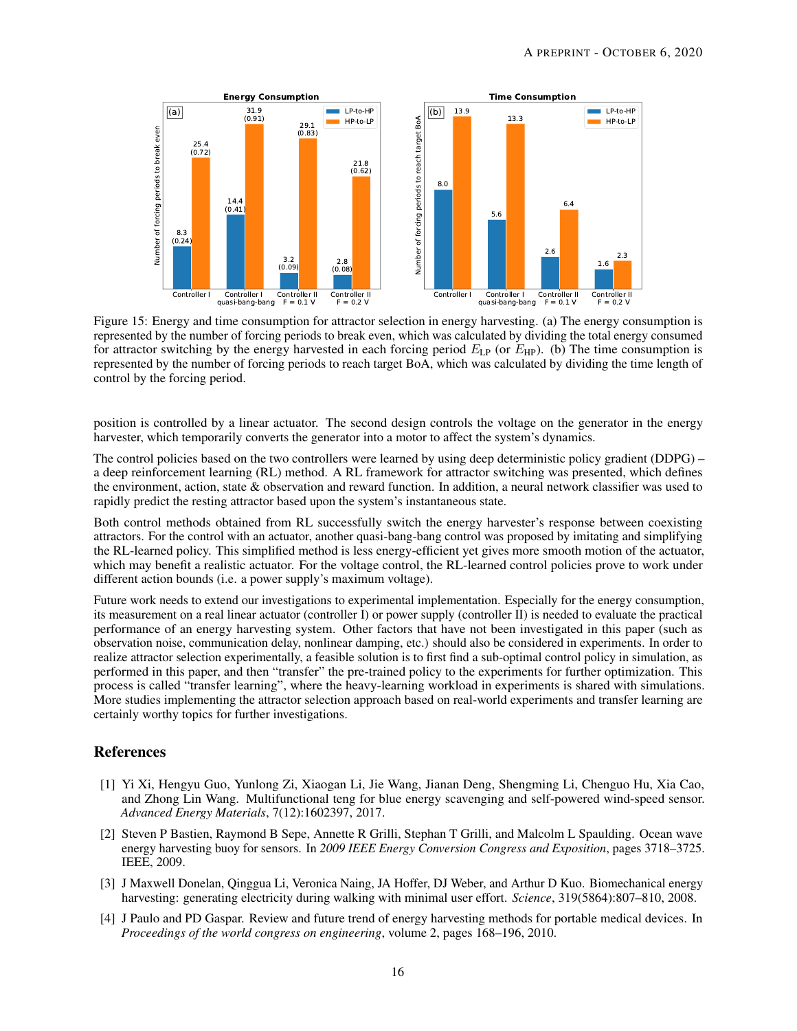Figure 15: Energy and time consumption for attractor selection in energy harvesting. (a) The energy consumption is represented by the number of forcing periods to break even, which was calculated by dividing the total energy consumed for attractor switching by the energy harvested in each forcing period $E_{\text{LP}}$ (or $E_{\text{HP}}$). (b) The time consumption is represented by the number of forcing periods to reach target BoA, which was calculated by dividing the time length of control by the forcing period.

position is controlled by a linear actuator. The second design controls the voltage on the generator in the energy harvester, which temporarily converts the generator into a motor to affect the system's dynamics.

The control policies based on the two controllers were learned by using deep deterministic policy gradient (DDPG) – a deep reinforcement learning (RL) method. A RL framework for attractor switching was presented, which defines the environment, action, state & observation and reward function. In addition, a neural network classifier was used to rapidly predict the resting attractor based upon the system's instantaneous state.

Both control methods obtained from RL successfully switch the energy harvester's response between coexisting attractors. For the control with an actuator, another quasi-bang-bang control was proposed by imitating and simplifying the RL-learned policy. This simplified method is less energy-efficient yet gives more smooth motion of the actuator, which may benefit a realistic actuator. For the voltage control, the RL-learned control policies prove to work under different action bounds (i.e. a power supply's maximum voltage).

Future work needs to extend our investigations to experimental implementation. Especially for the energy consumption, its measurement on a real linear actuator (controller I) or power supply (controller II) is needed to evaluate the practical performance of an energy harvesting system. Other factors that have not been investigated in this paper (such as observation noise, communication delay, nonlinear damping, etc.) should also be considered in experiments. In order to realize attractor selection experimentally, a feasible solution is to first find a sub-optimal control policy in simulation, as performed in this paper, and then "transfer" the pre-trained policy to the experiments for further optimization. This process is called "transfer learning", where the heavy-learning workload in experiments is shared with simulations. More studies implementing the attractor selection approach based on real-world experiments and transfer learning are certainly worthy topics for further investigations.

## References

[1] Yi Xi, Hengyu Guo, Yunlong Zi, Xiaogan Li, Jie Wang, Jianan Deng, Shengming Li, Chenguo Hu, Xia Cao, and Zhong Lin Wang. Multifunctional teng for blue energy scavenging and self-powered wind-speed sensor. *Advanced Energy Materials*, 7(12):1602397, 2017.

[2] Steven P Bastien, Raymond B Sepe, Annette R Grilli, Stephan T Grilli, and Malcolm L Spaulding. Ocean wave energy harvesting buoy for sensors. In *2009 IEEE Energy Conversion Congress and Exposition*, pages 3718–3725. IEEE, 2009.

[3] J Maxwell Donelan, Qinggua Li, Veronica Naing, JA Hoffer, DJ Weber, and Arthur D Kuo. Biomechanical energy harvesting: generating electricity during walking with minimal user effort. *Science*, 319(5864):807–810, 2008.

[4] J Paulo and PD Gaspar. Review and future trend of energy harvesting methods for portable medical devices. In *Proceedings of the world congress on engineering*, volume 2, pages 168–196, 2010.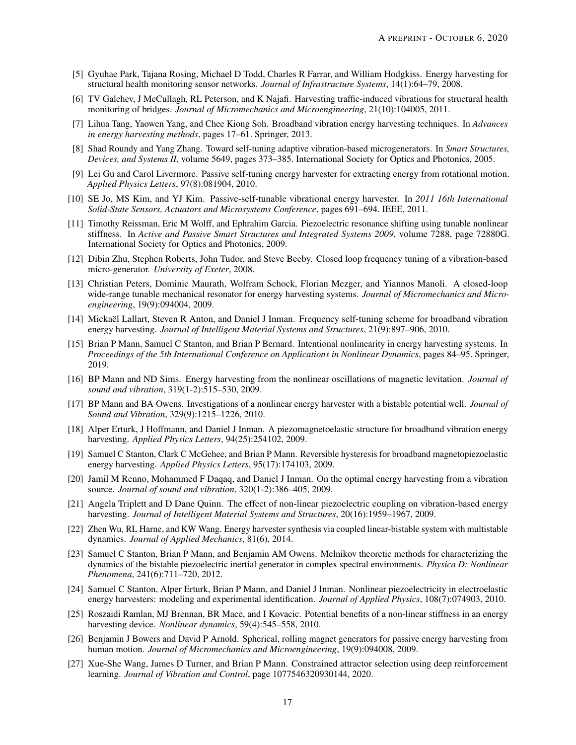[5] Gyuhae Park, Tajana Rosing, Michael D Todd, Charles R Farrar, and William Hodgkiss. Energy harvesting for structural health monitoring sensor networks. *Journal of Infrastructure Systems*, 14(1):64–79, 2008.

[6] TV Galchev, J McCullagh, RL Peterson, and K Najafi. Harvesting traffic-induced vibrations for structural health monitoring of bridges. *Journal of Micromechanics and Microengineering*, 21(10):104005, 2011.

[7] Lihua Tang, Yaowen Yang, and Chee Kiong Soh. Broadband vibration energy harvesting techniques. In *Advances in energy harvesting methods*, pages 17–61. Springer, 2013.

[8] Shad Roundy and Yang Zhang. Toward self-tuning adaptive vibration-based microgenerators. In *Smart Structures, Devices, and Systems II*, volume 5649, pages 373–385. International Society for Optics and Photonics, 2005.

[9] Lei Gu and Carol Livermore. Passive self-tuning energy harvester for extracting energy from rotational motion. *Applied Physics Letters*, 97(8):081904, 2010.

[10] SE Jo, MS Kim, and YJ Kim. Passive-self-tunable vibrational energy harvester. In *2011 16th International Solid-State Sensors, Actuators and Microsystems Conference*, pages 691–694. IEEE, 2011.

[11] Timothy Reissman, Eric M Wolff, and Ephrahim Garcia. Piezoelectric resonance shifting using tunable nonlinear stiffness. In *Active and Passive Smart Structures and Integrated Systems 2009*, volume 7288, page 72880G. International Society for Optics and Photonics, 2009.

[12] Dibin Zhu, Stephen Roberts, John Tudor, and Steve Beeby. Closed loop frequency tuning of a vibration-based micro-generator. *University of Exeter*, 2008.

[13] Christian Peters, Dominic Maurath, Wolfram Schock, Florian Mezger, and Yiannos Manoli. A closed-loop wide-range tunable mechanical resonator for energy harvesting systems. *Journal of Micromechanics and Microengineering*, 19(9):094004, 2009.

[14] Mickaël Lallart, Steven R Anton, and Daniel J Inman. Frequency self-tuning scheme for broadband vibration energy harvesting. *Journal of Intelligent Material Systems and Structures*, 21(9):897–906, 2010.

[15] Brian P Mann, Samuel C Stanton, and Brian P Bernard. Intentional nonlinearity in energy harvesting systems. In *Proceedings of the 5th International Conference on Applications in Nonlinear Dynamics*, pages 84–95. Springer, 2019.

[16] BP Mann and ND Sims. Energy harvesting from the nonlinear oscillations of magnetic levitation. *Journal of sound and vibration*, 319(1-2):515–530, 2009.

[17] BP Mann and BA Owens. Investigations of a nonlinear energy harvester with a bistable potential well. *Journal of Sound and Vibration*, 329(9):1215–1226, 2010.

[18] Alper Erturk, J Hoffmann, and Daniel J Inman. A piezomagnetoelastic structure for broadband vibration energy harvesting. *Applied Physics Letters*, 94(25):254102, 2009.

[19] Samuel C Stanton, Clark C McGehee, and Brian P Mann. Reversible hysteresis for broadband magnetopiezoelastic energy harvesting. *Applied Physics Letters*, 95(17):174103, 2009.

[20] Jamil M Renno, Mohammed F Daqaq, and Daniel J Inman. On the optimal energy harvesting from a vibration source. *Journal of sound and vibration*, 320(1-2):386–405, 2009.

[21] Angela Triplett and D Dane Quinn. The effect of non-linear piezoelectric coupling on vibration-based energy harvesting. *Journal of Intelligent Material Systems and Structures*, 20(16):1959–1967, 2009.

[22] Zhen Wu, RL Harne, and KW Wang. Energy harvester synthesis via coupled linear-bistable system with multistable dynamics. *Journal of Applied Mechanics*, 81(6), 2014.

[23] Samuel C Stanton, Brian P Mann, and Benjamin AM Owens. Melnikov theoretic methods for characterizing the dynamics of the bistable piezoelectric inertial generator in complex spectral environments. *Physica D: Nonlinear Phenomena*, 241(6):711–720, 2012.

[24] Samuel C Stanton, Alper Erturk, Brian P Mann, and Daniel J Inman. Nonlinear piezoelectricity in electroelastic energy harvesters: modeling and experimental identification. *Journal of Applied Physics*, 108(7):074903, 2010.

[25] Roszaidi Ramlan, MJ Brennan, BR Mace, and I Kovacic. Potential benefits of a non-linear stiffness in an energy harvesting device. *Nonlinear dynamics*, 59(4):545–558, 2010.

[26] Benjamin J Bowers and David P Arnold. Spherical, rolling magnet generators for passive energy harvesting from human motion. *Journal of Micromechanics and Microengineering*, 19(9):094008, 2009.

[27] Xue-She Wang, James D Turner, and Brian P Mann. Constrained attractor selection using deep reinforcement learning. *Journal of Vibration and Control*, page 1077546320930144, 2020.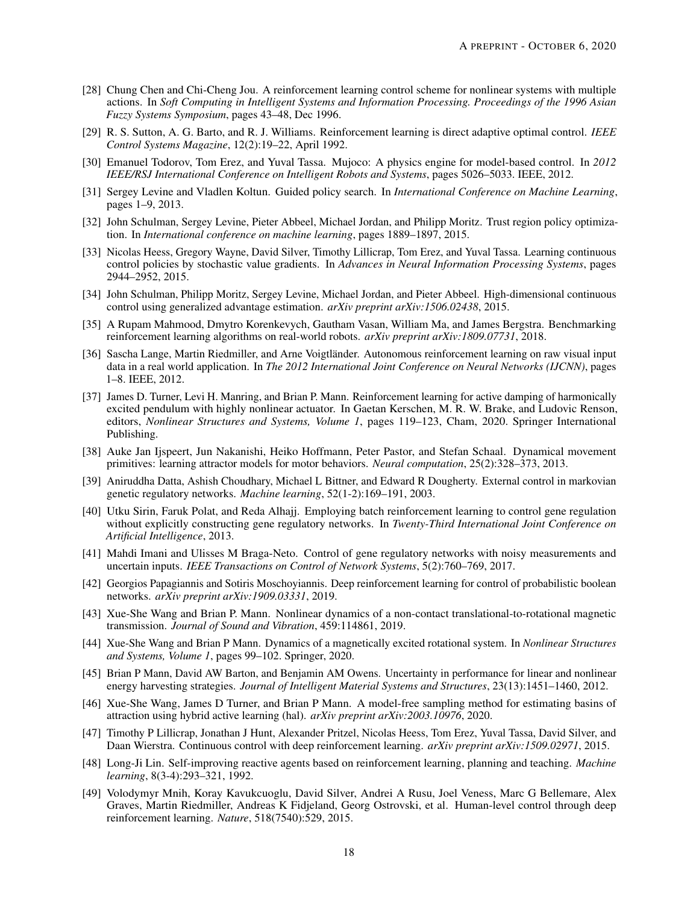[28] Chung Chen and Chi-Cheng Jou. A reinforcement learning control scheme for nonlinear systems with multiple actions. In *Soft Computing in Intelligent Systems and Information Processing. Proceedings of the 1996 Asian Fuzzy Systems Symposium*, pages 43–48, Dec 1996.

[29] R. S. Sutton, A. G. Barto, and R. J. Williams. Reinforcement learning is direct adaptive optimal control. *IEEE Control Systems Magazine*, 12(2):19–22, April 1992.

[30] Emanuel Todorov, Tom Erez, and Yuval Tassa. Mujoco: A physics engine for model-based control. In *2012 IEEE/RSJ International Conference on Intelligent Robots and Systems*, pages 5026–5033. IEEE, 2012.

[31] Sergey Levine and Vladlen Koltun. Guided policy search. In *International Conference on Machine Learning*, pages 1–9, 2013.

[32] John Schulman, Sergey Levine, Pieter Abbeel, Michael Jordan, and Philipp Moritz. Trust region policy optimization. In *International conference on machine learning*, pages 1889–1897, 2015.

[33] Nicolas Heess, Gregory Wayne, David Silver, Timothy Lillicrap, Tom Erez, and Yuval Tassa. Learning continuous control policies by stochastic value gradients. In *Advances in Neural Information Processing Systems*, pages 2944–2952, 2015.

[34] John Schulman, Philipp Moritz, Sergey Levine, Michael Jordan, and Pieter Abbeel. High-dimensional continuous control using generalized advantage estimation. *arXiv preprint arXiv:1506.02438*, 2015.

[35] A Rupam Mahmood, Dmytro Korenkevych, Gautham Vasan, William Ma, and James Bergstra. Benchmarking reinforcement learning algorithms on real-world robots. *arXiv preprint arXiv:1809.07731*, 2018.

[36] Sascha Lange, Martin Riedmiller, and Arne Voigtländer. Autonomous reinforcement learning on raw visual input data in a real world application. In *The 2012 International Joint Conference on Neural Networks (IJCNN)*, pages 1–8. IEEE, 2012.

[37] James D. Turner, Levi H. Manring, and Brian P. Mann. Reinforcement learning for active damping of harmonically excited pendulum with highly nonlinear actuator. In Gaetan Kerschen, M. R. W. Brake, and Ludovic Renson, editors, *Nonlinear Structures and Systems, Volume 1*, pages 119–123, Cham, 2020. Springer International Publishing.

[38] Auke Jan Ijspeert, Jun Nakanishi, Heiko Hoffmann, Peter Pastor, and Stefan Schaal. Dynamical movement primitives: learning attractor models for motor behaviors. *Neural computation*, 25(2):328–373, 2013.

[39] Aniruddha Datta, Ashish Choudhary, Michael L Bittner, and Edward R Dougherty. External control in markovian genetic regulatory networks. *Machine learning*, 52(1-2):169–191, 2003.

[40] Utku Sirin, Faruk Polat, and Reda Alhajj. Employing batch reinforcement learning to control gene regulation without explicitly constructing gene regulatory networks. In *Twenty-Third International Joint Conference on Artificial Intelligence*, 2013.

[41] Mahdi Imani and Ulisses M Braga-Neto. Control of gene regulatory networks with noisy measurements and uncertain inputs. *IEEE Transactions on Control of Network Systems*, 5(2):760–769, 2017.

[42] Georgios Papagiannis and Sotiris Moschoyiannis. Deep reinforcement learning for control of probabilistic boolean networks. *arXiv preprint arXiv:1909.03331*, 2019.

[43] Xue-She Wang and Brian P. Mann. Nonlinear dynamics of a non-contact translational-to-rotational magnetic transmission. *Journal of Sound and Vibration*, 459:114861, 2019.

[44] Xue-She Wang and Brian P Mann. Dynamics of a magnetically excited rotational system. In *Nonlinear Structures and Systems, Volume 1*, pages 99–102. Springer, 2020.

[45] Brian P Mann, David AW Barton, and Benjamin AM Owens. Uncertainty in performance for linear and nonlinear energy harvesting strategies. *Journal of Intelligent Material Systems and Structures*, 23(13):1451–1460, 2012.

[46] Xue-She Wang, James D Turner, and Brian P Mann. A model-free sampling method for estimating basins of attraction using hybrid active learning (hal). *arXiv preprint arXiv:2003.10976*, 2020.

[47] Timothy P Lillicrap, Jonathan J Hunt, Alexander Pritzel, Nicolas Heess, Tom Erez, Yuval Tassa, David Silver, and Daan Wierstra. Continuous control with deep reinforcement learning. *arXiv preprint arXiv:1509.02971*, 2015.

[48] Long-Ji Lin. Self-improving reactive agents based on reinforcement learning, planning and teaching. *Machine learning*, 8(3-4):293–321, 1992.

[49] Volodymyr Mnih, Koray Kavukcuoglu, David Silver, Andrei A Rusu, Joel Veness, Marc G Bellemare, Alex Graves, Martin Riedmiller, Andreas K Fidjeland, Georg Ostrovski, et al. Human-level control through deep reinforcement learning. *Nature*, 518(7540):529, 2015.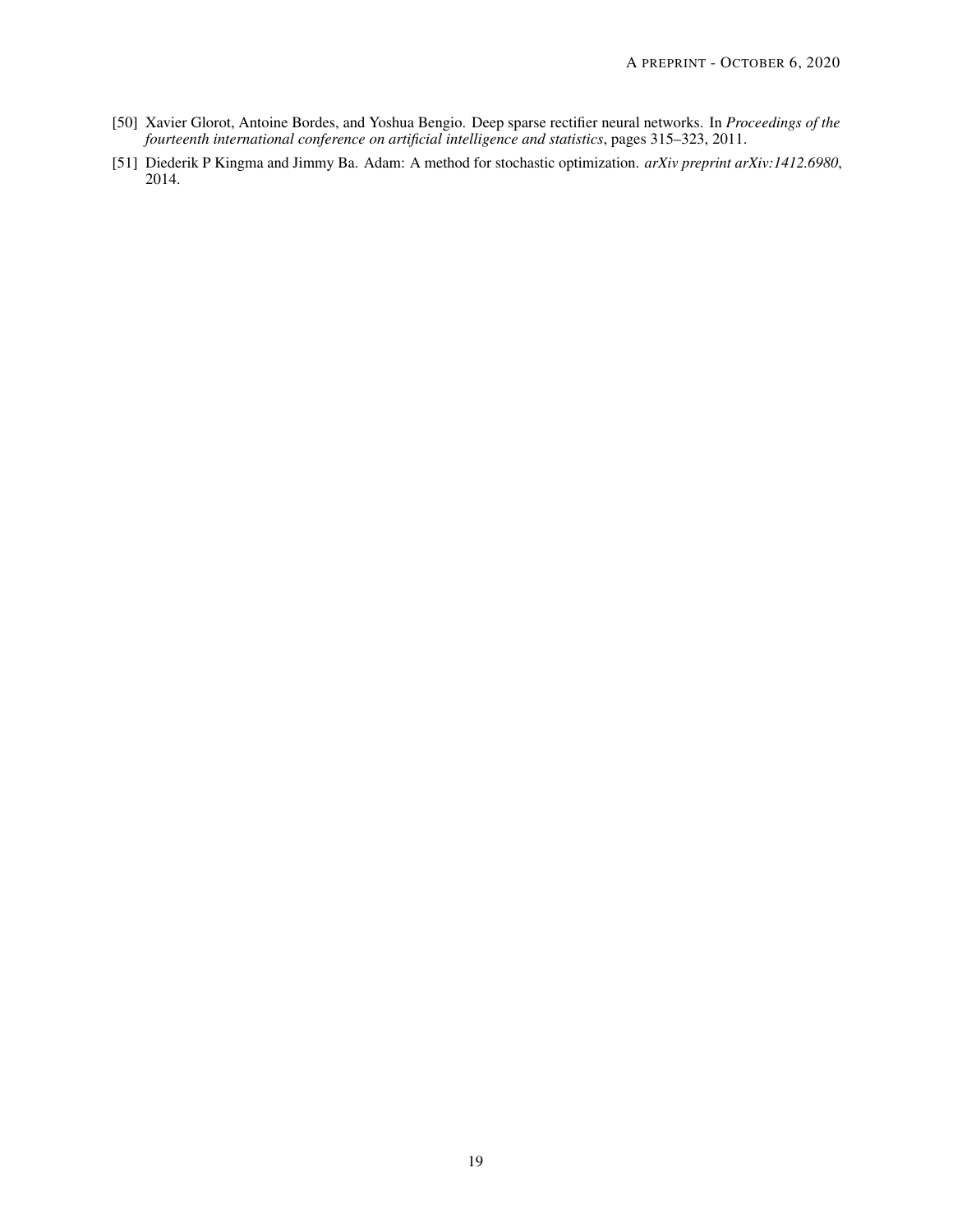[50] Xavier Glorot, Antoine Bordes, and Yoshua Bengio. Deep sparse rectifier neural networks. In *Proceedings of the fourteenth international conference on artificial intelligence and statistics*, pages 315–323, 2011.

[51] Diederik P Kingma and Jimmy Ba. Adam: A method for stochastic optimization. *arXiv preprint arXiv:1412.6980*, 2014.